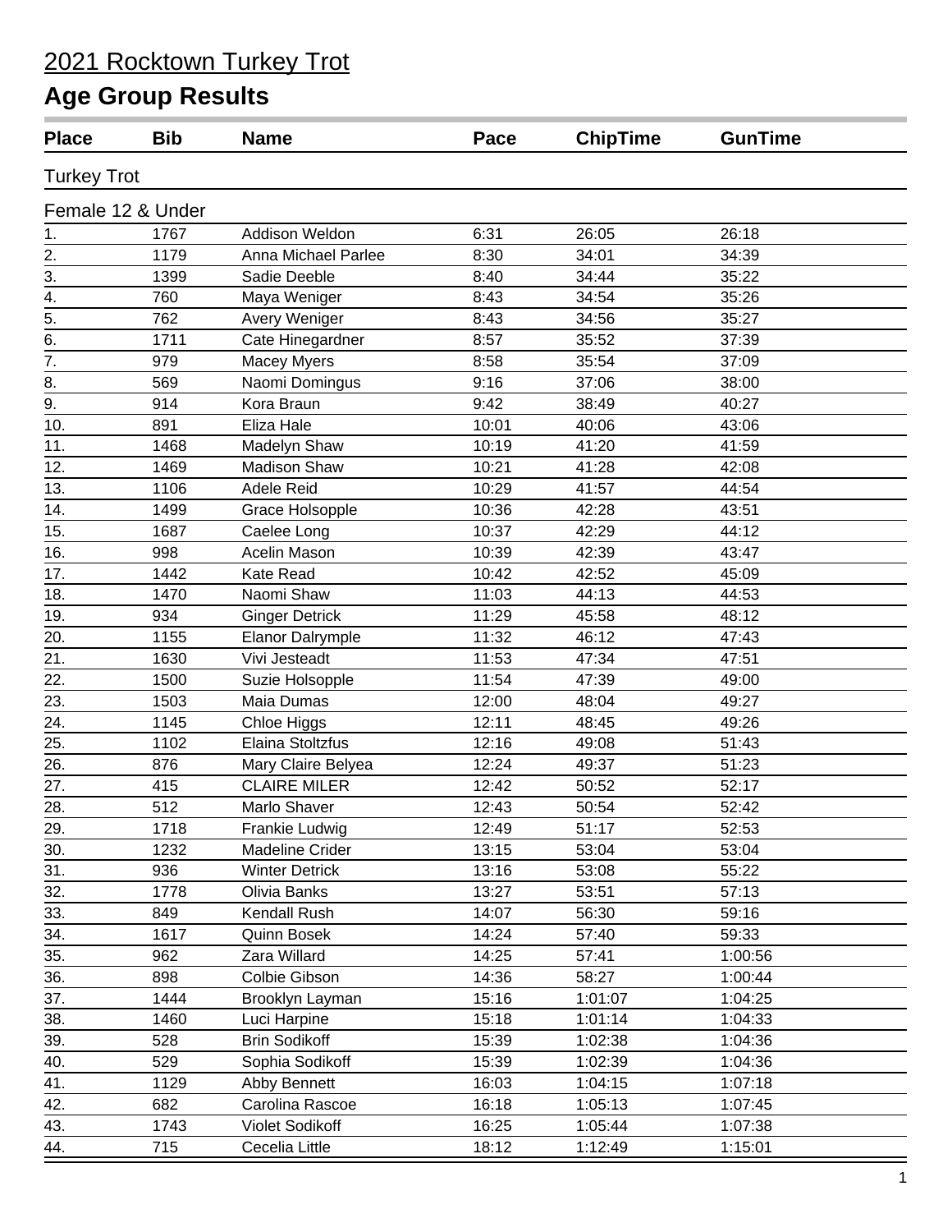# 2021 Rocktown Turkey Trot

## Age Group Results

| Place | Bib | Name | Pace | ChipTime | GunTime |
|---|---|---|---|---|---|
| **Turkey Trot** | | | | | |
| **Female 12 & Under** | | | | | |
| 1. | 1767 | Addison Weldon | 6:31 | 26:05 | 26:18 |
| 2. | 1179 | Anna Michael Parlee | 8:30 | 34:01 | 34:39 |
| 3. | 1399 | Sadie Deeble | 8:40 | 34:44 | 35:22 |
| 4. | 760 | Maya Weniger | 8:43 | 34:54 | 35:26 |
| 5. | 762 | Avery Weniger | 8:43 | 34:56 | 35:27 |
| 6. | 1711 | Cate Hinegardner | 8:57 | 35:52 | 37:39 |
| 7. | 979 | Macey Myers | 8:58 | 35:54 | 37:09 |
| 8. | 569 | Naomi Domingus | 9:16 | 37:06 | 38:00 |
| 9. | 914 | Kora Braun | 9:42 | 38:49 | 40:27 |
| 10. | 891 | Eliza Hale | 10:01 | 40:06 | 43:06 |
| 11. | 1468 | Madelyn Shaw | 10:19 | 41:20 | 41:59 |
| 12. | 1469 | Madison Shaw | 10:21 | 41:28 | 42:08 |
| 13. | 1106 | Adele Reid | 10:29 | 41:57 | 44:54 |
| 14. | 1499 | Grace Holsopple | 10:36 | 42:28 | 43:51 |
| 15. | 1687 | Caelee Long | 10:37 | 42:29 | 44:12 |
| 16. | 998 | Acelin Mason | 10:39 | 42:39 | 43:47 |
| 17. | 1442 | Kate Read | 10:42 | 42:52 | 45:09 |
| 18. | 1470 | Naomi Shaw | 11:03 | 44:13 | 44:53 |
| 19. | 934 | Ginger Detrick | 11:29 | 45:58 | 48:12 |
| 20. | 1155 | Elanor Dalrymple | 11:32 | 46:12 | 47:43 |
| 21. | 1630 | Vivi Jesteadt | 11:53 | 47:34 | 47:51 |
| 22. | 1500 | Suzie Holsopple | 11:54 | 47:39 | 49:00 |
| 23. | 1503 | Maia Dumas | 12:00 | 48:04 | 49:27 |
| 24. | 1145 | Chloe Higgs | 12:11 | 48:45 | 49:26 |
| 25. | 1102 | Elaina Stoltzfus | 12:16 | 49:08 | 51:43 |
| 26. | 876 | Mary Claire Belyea | 12:24 | 49:37 | 51:23 |
| 27. | 415 | CLAIRE MILER | 12:42 | 50:52 | 52:17 |
| 28. | 512 | Marlo Shaver | 12:43 | 50:54 | 52:42 |
| 29. | 1718 | Frankie Ludwig | 12:49 | 51:17 | 52:53 |
| 30. | 1232 | Madeline Crider | 13:15 | 53:04 | 53:04 |
| 31. | 936 | Winter Detrick | 13:16 | 53:08 | 55:22 |
| 32. | 1778 | Olivia Banks | 13:27 | 53:51 | 57:13 |
| 33. | 849 | Kendall Rush | 14:07 | 56:30 | 59:16 |
| 34. | 1617 | Quinn Bosek | 14:24 | 57:40 | 59:33 |
| 35. | 962 | Zara Willard | 14:25 | 57:41 | 1:00:56 |
| 36. | 898 | Colbie Gibson | 14:36 | 58:27 | 1:00:44 |
| 37. | 1444 | Brooklyn Layman | 15:16 | 1:01:07 | 1:04:25 |
| 38. | 1460 | Luci Harpine | 15:18 | 1:01:14 | 1:04:33 |
| 39. | 528 | Brin Sodikoff | 15:39 | 1:02:38 | 1:04:36 |
| 40. | 529 | Sophia Sodikoff | 15:39 | 1:02:39 | 1:04:36 |
| 41. | 1129 | Abby Bennett | 16:03 | 1:04:15 | 1:07:18 |
| 42. | 682 | Carolina Rascoe | 16:18 | 1:05:13 | 1:07:45 |
| 43. | 1743 | Violet Sodikoff | 16:25 | 1:05:44 | 1:07:38 |
| 44. | 715 | Cecelia Little | 18:12 | 1:12:49 | 1:15:01 |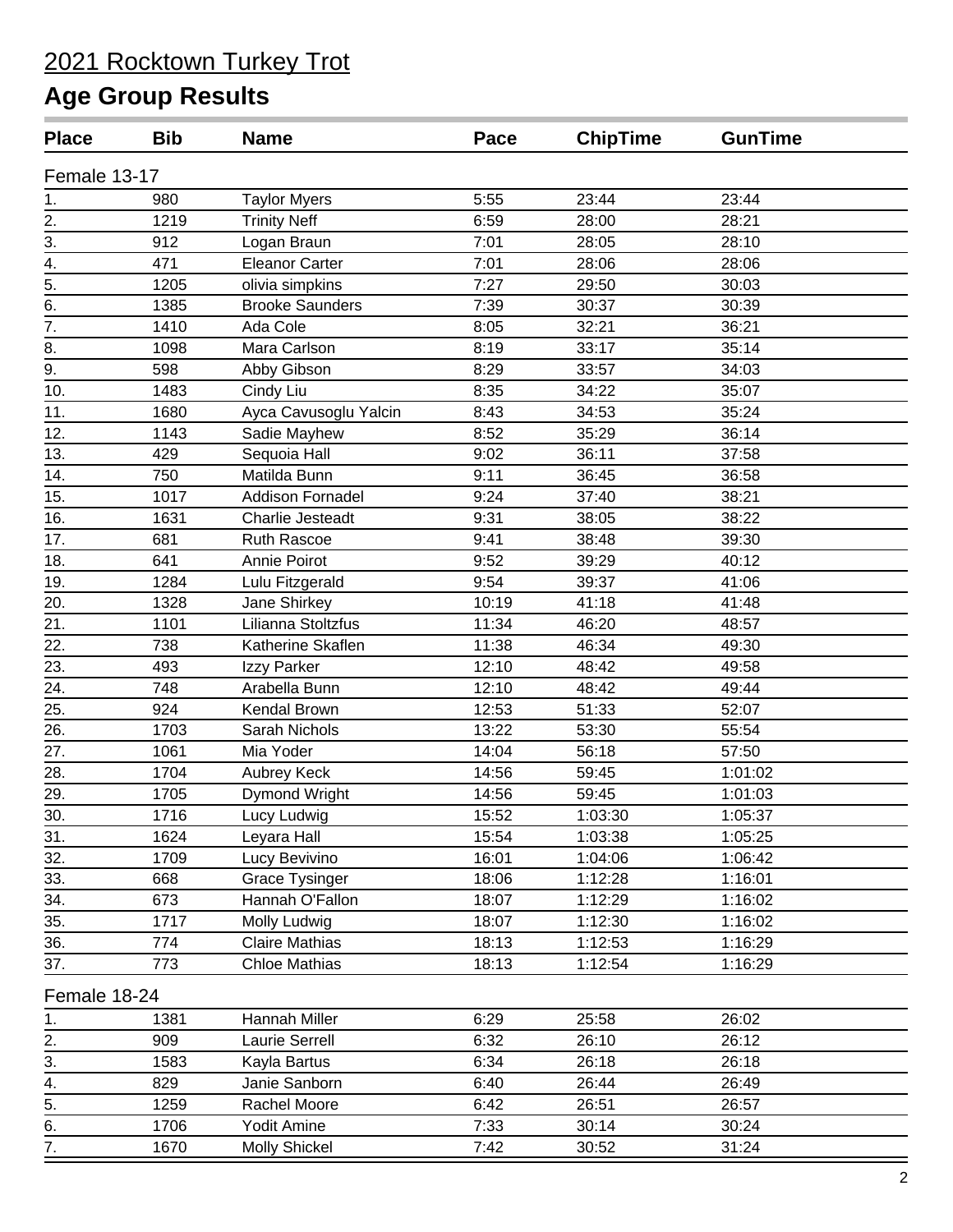# 2021 Rocktown Turkey Trot

## Age Group Results

| Place | Bib | Name | Pace | ChipTime | GunTime |
|---|---|---|---|---|---|
| **Female 13-17** | | | | | |
| 1. | 980 | Taylor Myers | 5:55 | 23:44 | 23:44 |
| 2. | 1219 | Trinity Neff | 6:59 | 28:00 | 28:21 |
| 3. | 912 | Logan Braun | 7:01 | 28:05 | 28:10 |
| 4. | 471 | Eleanor Carter | 7:01 | 28:06 | 28:06 |
| 5. | 1205 | olivia simpkins | 7:27 | 29:50 | 30:03 |
| 6. | 1385 | Brooke Saunders | 7:39 | 30:37 | 30:39 |
| 7. | 1410 | Ada Cole | 8:05 | 32:21 | 36:21 |
| 8. | 1098 | Mara Carlson | 8:19 | 33:17 | 35:14 |
| 9. | 598 | Abby Gibson | 8:29 | 33:57 | 34:03 |
| 10. | 1483 | Cindy Liu | 8:35 | 34:22 | 35:07 |
| 11. | 1680 | Ayca Cavusoglu Yalcin | 8:43 | 34:53 | 35:24 |
| 12. | 1143 | Sadie Mayhew | 8:52 | 35:29 | 36:14 |
| 13. | 429 | Sequoia Hall | 9:02 | 36:11 | 37:58 |
| 14. | 750 | Matilda Bunn | 9:11 | 36:45 | 36:58 |
| 15. | 1017 | Addison Fornadel | 9:24 | 37:40 | 38:21 |
| 16. | 1631 | Charlie Jesteadt | 9:31 | 38:05 | 38:22 |
| 17. | 681 | Ruth Rascoe | 9:41 | 38:48 | 39:30 |
| 18. | 641 | Annie Poirot | 9:52 | 39:29 | 40:12 |
| 19. | 1284 | Lulu Fitzgerald | 9:54 | 39:37 | 41:06 |
| 20. | 1328 | Jane Shirkey | 10:19 | 41:18 | 41:48 |
| 21. | 1101 | Lilianna Stoltzfus | 11:34 | 46:20 | 48:57 |
| 22. | 738 | Katherine Skaflen | 11:38 | 46:34 | 49:30 |
| 23. | 493 | Izzy Parker | 12:10 | 48:42 | 49:58 |
| 24. | 748 | Arabella Bunn | 12:10 | 48:42 | 49:44 |
| 25. | 924 | Kendal Brown | 12:53 | 51:33 | 52:07 |
| 26. | 1703 | Sarah Nichols | 13:22 | 53:30 | 55:54 |
| 27. | 1061 | Mia Yoder | 14:04 | 56:18 | 57:50 |
| 28. | 1704 | Aubrey Keck | 14:56 | 59:45 | 1:01:02 |
| 29. | 1705 | Dymond Wright | 14:56 | 59:45 | 1:01:03 |
| 30. | 1716 | Lucy Ludwig | 15:52 | 1:03:30 | 1:05:37 |
| 31. | 1624 | Leyara Hall | 15:54 | 1:03:38 | 1:05:25 |
| 32. | 1709 | Lucy Bevivino | 16:01 | 1:04:06 | 1:06:42 |
| 33. | 668 | Grace Tysinger | 18:06 | 1:12:28 | 1:16:01 |
| 34. | 673 | Hannah O'Fallon | 18:07 | 1:12:29 | 1:16:02 |
| 35. | 1717 | Molly Ludwig | 18:07 | 1:12:30 | 1:16:02 |
| 36. | 774 | Claire Mathias | 18:13 | 1:12:53 | 1:16:29 |
| 37. | 773 | Chloe Mathias | 18:13 | 1:12:54 | 1:16:29 |
| **Female 18-24** | | | | | |
| 1. | 1381 | Hannah Miller | 6:29 | 25:58 | 26:02 |
| 2. | 909 | Laurie Serrell | 6:32 | 26:10 | 26:12 |
| 3. | 1583 | Kayla Bartus | 6:34 | 26:18 | 26:18 |
| 4. | 829 | Janie Sanborn | 6:40 | 26:44 | 26:49 |
| 5. | 1259 | Rachel Moore | 6:42 | 26:51 | 26:57 |
| 6. | 1706 | Yodit Amine | 7:33 | 30:14 | 30:24 |
| 7. | 1670 | Molly Shickel | 7:42 | 30:52 | 31:24 |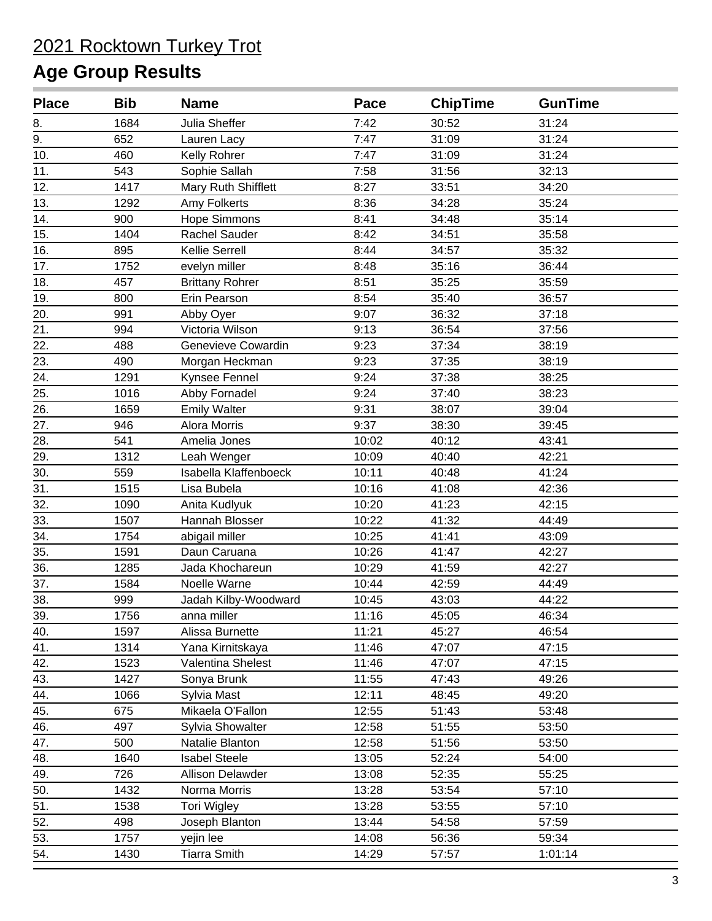# 2021 Rocktown Turkey Trot

## Age Group Results

| Place | Bib | Name | Pace | ChipTime | GunTime |
|---|---|---|---|---|---|
| 8. | 1684 | Julia Sheffer | 7:42 | 30:52 | 31:24 |
| 9. | 652 | Lauren Lacy | 7:47 | 31:09 | 31:24 |
| 10. | 460 | Kelly Rohrer | 7:47 | 31:09 | 31:24 |
| 11. | 543 | Sophie Sallah | 7:58 | 31:56 | 32:13 |
| 12. | 1417 | Mary Ruth Shifflett | 8:27 | 33:51 | 34:20 |
| 13. | 1292 | Amy Folkerts | 8:36 | 34:28 | 35:24 |
| 14. | 900 | Hope Simmons | 8:41 | 34:48 | 35:14 |
| 15. | 1404 | Rachel Sauder | 8:42 | 34:51 | 35:58 |
| 16. | 895 | Kellie Serrell | 8:44 | 34:57 | 35:32 |
| 17. | 1752 | evelyn miller | 8:48 | 35:16 | 36:44 |
| 18. | 457 | Brittany Rohrer | 8:51 | 35:25 | 35:59 |
| 19. | 800 | Erin Pearson | 8:54 | 35:40 | 36:57 |
| 20. | 991 | Abby Oyer | 9:07 | 36:32 | 37:18 |
| 21. | 994 | Victoria Wilson | 9:13 | 36:54 | 37:56 |
| 22. | 488 | Genevieve Cowardin | 9:23 | 37:34 | 38:19 |
| 23. | 490 | Morgan Heckman | 9:23 | 37:35 | 38:19 |
| 24. | 1291 | Kynsee Fennel | 9:24 | 37:38 | 38:25 |
| 25. | 1016 | Abby Fornadel | 9:24 | 37:40 | 38:23 |
| 26. | 1659 | Emily Walter | 9:31 | 38:07 | 39:04 |
| 27. | 946 | Alora Morris | 9:37 | 38:30 | 39:45 |
| 28. | 541 | Amelia Jones | 10:02 | 40:12 | 43:41 |
| 29. | 1312 | Leah Wenger | 10:09 | 40:40 | 42:21 |
| 30. | 559 | Isabella Klaffenboeck | 10:11 | 40:48 | 41:24 |
| 31. | 1515 | Lisa Bubela | 10:16 | 41:08 | 42:36 |
| 32. | 1090 | Anita Kudlyuk | 10:20 | 41:23 | 42:15 |
| 33. | 1507 | Hannah Blosser | 10:22 | 41:32 | 44:49 |
| 34. | 1754 | abigail miller | 10:25 | 41:41 | 43:09 |
| 35. | 1591 | Daun Caruana | 10:26 | 41:47 | 42:27 |
| 36. | 1285 | Jada Khochareun | 10:29 | 41:59 | 42:27 |
| 37. | 1584 | Noelle Warne | 10:44 | 42:59 | 44:49 |
| 38. | 999 | Jadah Kilby-Woodward | 10:45 | 43:03 | 44:22 |
| 39. | 1756 | anna miller | 11:16 | 45:05 | 46:34 |
| 40. | 1597 | Alissa Burnette | 11:21 | 45:27 | 46:54 |
| 41. | 1314 | Yana Kirnitskaya | 11:46 | 47:07 | 47:15 |
| 42. | 1523 | Valentina Shelest | 11:46 | 47:07 | 47:15 |
| 43. | 1427 | Sonya Brunk | 11:55 | 47:43 | 49:26 |
| 44. | 1066 | Sylvia Mast | 12:11 | 48:45 | 49:20 |
| 45. | 675 | Mikaela O'Fallon | 12:55 | 51:43 | 53:48 |
| 46. | 497 | Sylvia Showalter | 12:58 | 51:55 | 53:50 |
| 47. | 500 | Natalie Blanton | 12:58 | 51:56 | 53:50 |
| 48. | 1640 | Isabel Steele | 13:05 | 52:24 | 54:00 |
| 49. | 726 | Allison Delawder | 13:08 | 52:35 | 55:25 |
| 50. | 1432 | Norma Morris | 13:28 | 53:54 | 57:10 |
| 51. | 1538 | Tori Wigley | 13:28 | 53:55 | 57:10 |
| 52. | 498 | Joseph Blanton | 13:44 | 54:58 | 57:59 |
| 53. | 1757 | yejin lee | 14:08 | 56:36 | 59:34 |
| 54. | 1430 | Tiarra Smith | 14:29 | 57:57 | 1:01:14 |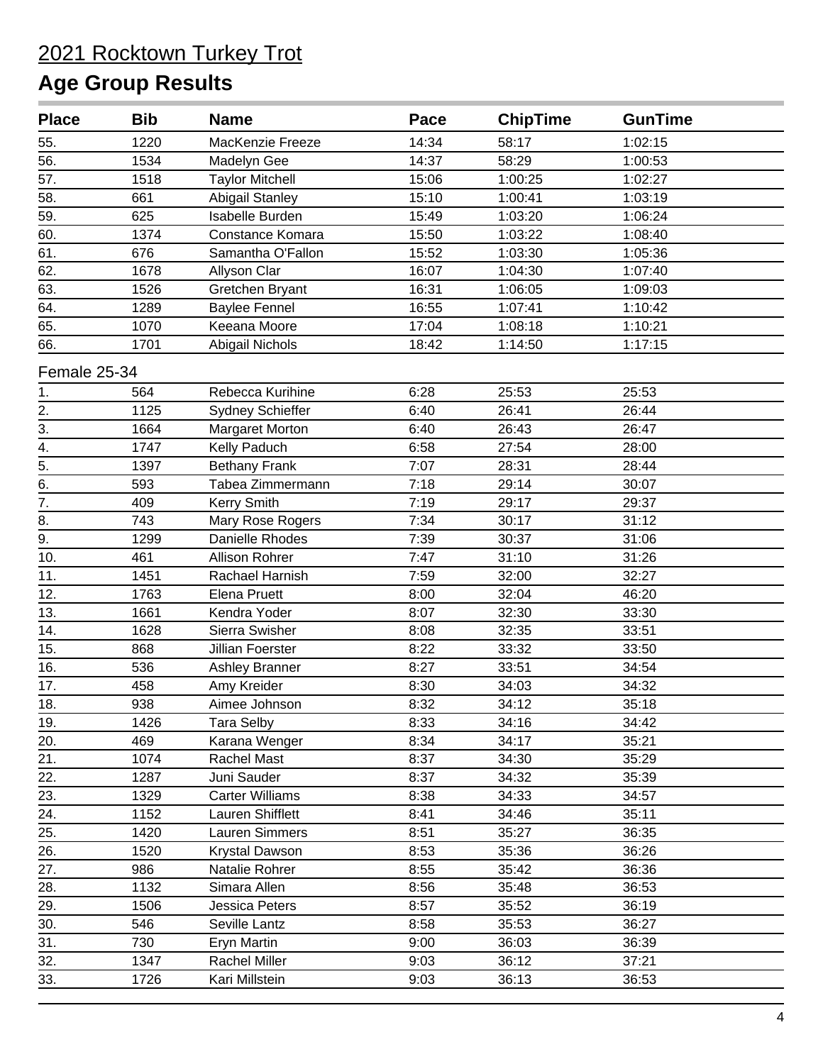# 2021 Rocktown Turkey Trot

## Age Group Results

| Place | Bib | Name | Pace | ChipTime | GunTime |
|---|---|---|---|---|---|
| 55. | 1220 | MacKenzie Freeze | 14:34 | 58:17 | 1:02:15 |
| 56. | 1534 | Madelyn Gee | 14:37 | 58:29 | 1:00:53 |
| 57. | 1518 | Taylor Mitchell | 15:06 | 1:00:25 | 1:02:27 |
| 58. | 661 | Abigail Stanley | 15:10 | 1:00:41 | 1:03:19 |
| 59. | 625 | Isabelle Burden | 15:49 | 1:03:20 | 1:06:24 |
| 60. | 1374 | Constance Komara | 15:50 | 1:03:22 | 1:08:40 |
| 61. | 676 | Samantha O'Fallon | 15:52 | 1:03:30 | 1:05:36 |
| 62. | 1678 | Allyson Clar | 16:07 | 1:04:30 | 1:07:40 |
| 63. | 1526 | Gretchen Bryant | 16:31 | 1:06:05 | 1:09:03 |
| 64. | 1289 | Baylee Fennel | 16:55 | 1:07:41 | 1:10:42 |
| 65. | 1070 | Keeana Moore | 17:04 | 1:08:18 | 1:10:21 |
| 66. | 1701 | Abigail Nichols | 18:42 | 1:14:50 | 1:17:15 |

Female 25-34

| Place | Bib | Name | Pace | ChipTime | GunTime |
|---|---|---|---|---|---|
| 1. | 564 | Rebecca Kurihine | 6:28 | 25:53 | 25:53 |
| 2. | 1125 | Sydney Schieffer | 6:40 | 26:41 | 26:44 |
| 3. | 1664 | Margaret Morton | 6:40 | 26:43 | 26:47 |
| 4. | 1747 | Kelly Paduch | 6:58 | 27:54 | 28:00 |
| 5. | 1397 | Bethany Frank | 7:07 | 28:31 | 28:44 |
| 6. | 593 | Tabea Zimmermann | 7:18 | 29:14 | 30:07 |
| 7. | 409 | Kerry Smith | 7:19 | 29:17 | 29:37 |
| 8. | 743 | Mary Rose Rogers | 7:34 | 30:17 | 31:12 |
| 9. | 1299 | Danielle Rhodes | 7:39 | 30:37 | 31:06 |
| 10. | 461 | Allison Rohrer | 7:47 | 31:10 | 31:26 |
| 11. | 1451 | Rachael Harnish | 7:59 | 32:00 | 32:27 |
| 12. | 1763 | Elena Pruett | 8:00 | 32:04 | 46:20 |
| 13. | 1661 | Kendra Yoder | 8:07 | 32:30 | 33:30 |
| 14. | 1628 | Sierra Swisher | 8:08 | 32:35 | 33:51 |
| 15. | 868 | Jillian Foerster | 8:22 | 33:32 | 33:50 |
| 16. | 536 | Ashley Branner | 8:27 | 33:51 | 34:54 |
| 17. | 458 | Amy Kreider | 8:30 | 34:03 | 34:32 |
| 18. | 938 | Aimee Johnson | 8:32 | 34:12 | 35:18 |
| 19. | 1426 | Tara Selby | 8:33 | 34:16 | 34:42 |
| 20. | 469 | Karana Wenger | 8:34 | 34:17 | 35:21 |
| 21. | 1074 | Rachel Mast | 8:37 | 34:30 | 35:29 |
| 22. | 1287 | Juni Sauder | 8:37 | 34:32 | 35:39 |
| 23. | 1329 | Carter Williams | 8:38 | 34:33 | 34:57 |
| 24. | 1152 | Lauren Shifflett | 8:41 | 34:46 | 35:11 |
| 25. | 1420 | Lauren Simmers | 8:51 | 35:27 | 36:35 |
| 26. | 1520 | Krystal Dawson | 8:53 | 35:36 | 36:26 |
| 27. | 986 | Natalie Rohrer | 8:55 | 35:42 | 36:36 |
| 28. | 1132 | Simara Allen | 8:56 | 35:48 | 36:53 |
| 29. | 1506 | Jessica Peters | 8:57 | 35:52 | 36:19 |
| 30. | 546 | Seville Lantz | 8:58 | 35:53 | 36:27 |
| 31. | 730 | Eryn Martin | 9:00 | 36:03 | 36:39 |
| 32. | 1347 | Rachel Miller | 9:03 | 36:12 | 37:21 |
| 33. | 1726 | Kari Millstein | 9:03 | 36:13 | 36:53 |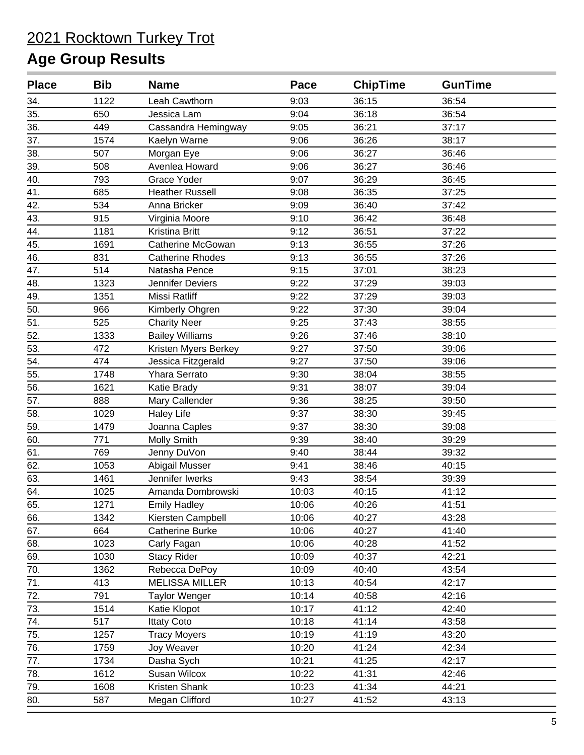# 2021 Rocktown Turkey Trot

## Age Group Results

| Place | Bib | Name | Pace | ChipTime | GunTime |
|---|---|---|---|---|---|
| 34. | 1122 | Leah Cawthorn | 9:03 | 36:15 | 36:54 |
| 35. | 650 | Jessica Lam | 9:04 | 36:18 | 36:54 |
| 36. | 449 | Cassandra Hemingway | 9:05 | 36:21 | 37:17 |
| 37. | 1574 | Kaelyn Warne | 9:06 | 36:26 | 38:17 |
| 38. | 507 | Morgan Eye | 9:06 | 36:27 | 36:46 |
| 39. | 508 | Avenlea Howard | 9:06 | 36:27 | 36:46 |
| 40. | 793 | Grace Yoder | 9:07 | 36:29 | 36:45 |
| 41. | 685 | Heather Russell | 9:08 | 36:35 | 37:25 |
| 42. | 534 | Anna Bricker | 9:09 | 36:40 | 37:42 |
| 43. | 915 | Virginia Moore | 9:10 | 36:42 | 36:48 |
| 44. | 1181 | Kristina Britt | 9:12 | 36:51 | 37:22 |
| 45. | 1691 | Catherine McGowan | 9:13 | 36:55 | 37:26 |
| 46. | 831 | Catherine Rhodes | 9:13 | 36:55 | 37:26 |
| 47. | 514 | Natasha Pence | 9:15 | 37:01 | 38:23 |
| 48. | 1323 | Jennifer Deviers | 9:22 | 37:29 | 39:03 |
| 49. | 1351 | Missi Ratliff | 9:22 | 37:29 | 39:03 |
| 50. | 966 | Kimberly Ohgren | 9:22 | 37:30 | 39:04 |
| 51. | 525 | Charity Neer | 9:25 | 37:43 | 38:55 |
| 52. | 1333 | Bailey Williams | 9:26 | 37:46 | 38:10 |
| 53. | 472 | Kristen Myers Berkey | 9:27 | 37:50 | 39:06 |
| 54. | 474 | Jessica Fitzgerald | 9:27 | 37:50 | 39:06 |
| 55. | 1748 | Yhara Serrato | 9:30 | 38:04 | 38:55 |
| 56. | 1621 | Katie Brady | 9:31 | 38:07 | 39:04 |
| 57. | 888 | Mary Callender | 9:36 | 38:25 | 39:50 |
| 58. | 1029 | Haley Life | 9:37 | 38:30 | 39:45 |
| 59. | 1479 | Joanna Caples | 9:37 | 38:30 | 39:08 |
| 60. | 771 | Molly Smith | 9:39 | 38:40 | 39:29 |
| 61. | 769 | Jenny DuVon | 9:40 | 38:44 | 39:32 |
| 62. | 1053 | Abigail Musser | 9:41 | 38:46 | 40:15 |
| 63. | 1461 | Jennifer Iwerks | 9:43 | 38:54 | 39:39 |
| 64. | 1025 | Amanda Dombrowski | 10:03 | 40:15 | 41:12 |
| 65. | 1271 | Emily Hadley | 10:06 | 40:26 | 41:51 |
| 66. | 1342 | Kiersten Campbell | 10:06 | 40:27 | 43:28 |
| 67. | 664 | Catherine Burke | 10:06 | 40:27 | 41:40 |
| 68. | 1023 | Carly Fagan | 10:06 | 40:28 | 41:52 |
| 69. | 1030 | Stacy Rider | 10:09 | 40:37 | 42:21 |
| 70. | 1362 | Rebecca DePoy | 10:09 | 40:40 | 43:54 |
| 71. | 413 | MELISSA MILLER | 10:13 | 40:54 | 42:17 |
| 72. | 791 | Taylor Wenger | 10:14 | 40:58 | 42:16 |
| 73. | 1514 | Katie Klopot | 10:17 | 41:12 | 42:40 |
| 74. | 517 | Ittaty Coto | 10:18 | 41:14 | 43:58 |
| 75. | 1257 | Tracy Moyers | 10:19 | 41:19 | 43:20 |
| 76. | 1759 | Joy Weaver | 10:20 | 41:24 | 42:34 |
| 77. | 1734 | Dasha Sych | 10:21 | 41:25 | 42:17 |
| 78. | 1612 | Susan Wilcox | 10:22 | 41:31 | 42:46 |
| 79. | 1608 | Kristen Shank | 10:23 | 41:34 | 44:21 |
| 80. | 587 | Megan Clifford | 10:27 | 41:52 | 43:13 |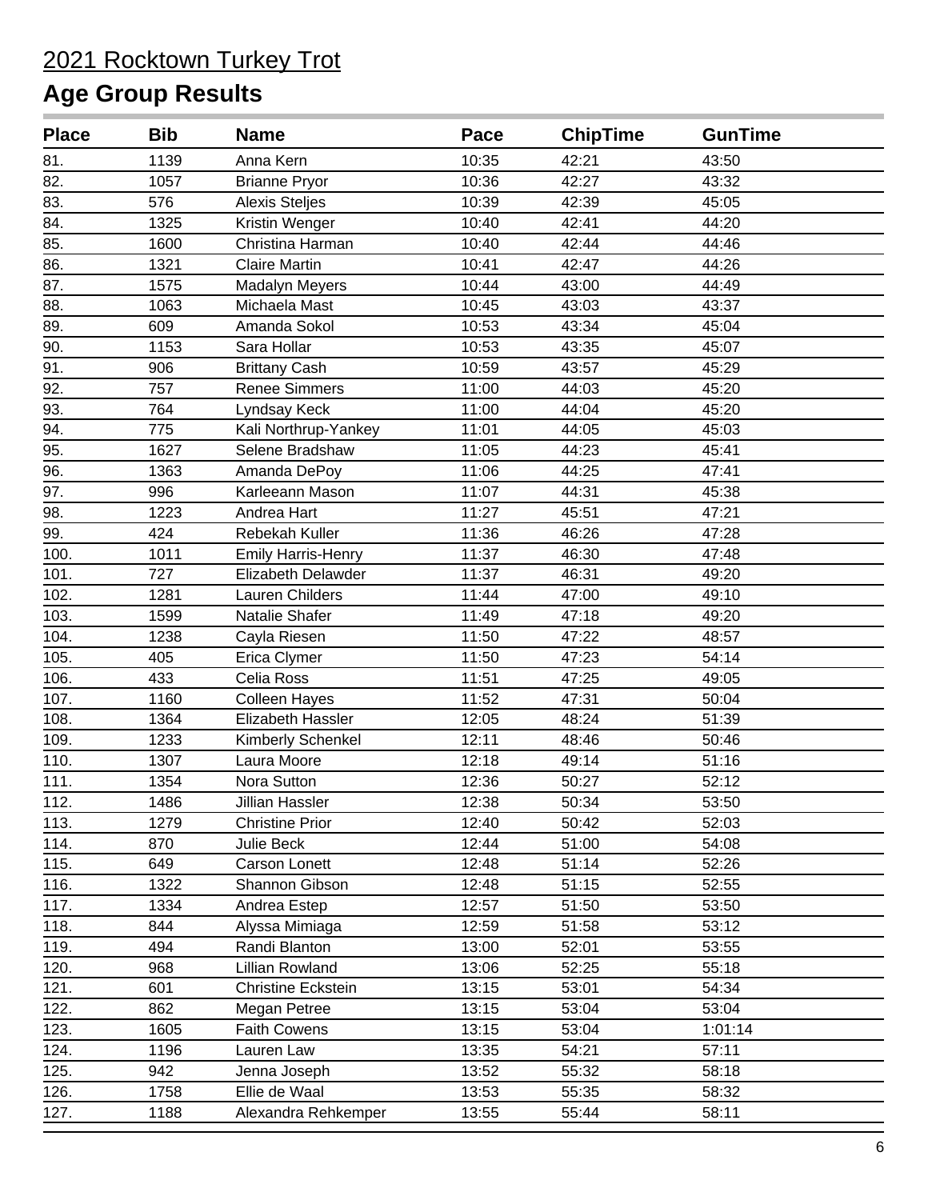# 2021 Rocktown Turkey Trot

## Age Group Results

| Place | Bib | Name | Pace | ChipTime | GunTime |
|---|---|---|---|---|---|
| 81. | 1139 | Anna Kern | 10:35 | 42:21 | 43:50 |
| 82. | 1057 | Brianne Pryor | 10:36 | 42:27 | 43:32 |
| 83. | 576 | Alexis Steljes | 10:39 | 42:39 | 45:05 |
| 84. | 1325 | Kristin Wenger | 10:40 | 42:41 | 44:20 |
| 85. | 1600 | Christina Harman | 10:40 | 42:44 | 44:46 |
| 86. | 1321 | Claire Martin | 10:41 | 42:47 | 44:26 |
| 87. | 1575 | Madalyn Meyers | 10:44 | 43:00 | 44:49 |
| 88. | 1063 | Michaela Mast | 10:45 | 43:03 | 43:37 |
| 89. | 609 | Amanda Sokol | 10:53 | 43:34 | 45:04 |
| 90. | 1153 | Sara Hollar | 10:53 | 43:35 | 45:07 |
| 91. | 906 | Brittany Cash | 10:59 | 43:57 | 45:29 |
| 92. | 757 | Renee Simmers | 11:00 | 44:03 | 45:20 |
| 93. | 764 | Lyndsay Keck | 11:00 | 44:04 | 45:20 |
| 94. | 775 | Kali Northrup-Yankey | 11:01 | 44:05 | 45:03 |
| 95. | 1627 | Selene Bradshaw | 11:05 | 44:23 | 45:41 |
| 96. | 1363 | Amanda DePoy | 11:06 | 44:25 | 47:41 |
| 97. | 996 | Karleeann Mason | 11:07 | 44:31 | 45:38 |
| 98. | 1223 | Andrea Hart | 11:27 | 45:51 | 47:21 |
| 99. | 424 | Rebekah Kuller | 11:36 | 46:26 | 47:28 |
| 100. | 1011 | Emily Harris-Henry | 11:37 | 46:30 | 47:48 |
| 101. | 727 | Elizabeth Delawder | 11:37 | 46:31 | 49:20 |
| 102. | 1281 | Lauren Childers | 11:44 | 47:00 | 49:10 |
| 103. | 1599 | Natalie Shafer | 11:49 | 47:18 | 49:20 |
| 104. | 1238 | Cayla Riesen | 11:50 | 47:22 | 48:57 |
| 105. | 405 | Erica Clymer | 11:50 | 47:23 | 54:14 |
| 106. | 433 | Celia Ross | 11:51 | 47:25 | 49:05 |
| 107. | 1160 | Colleen Hayes | 11:52 | 47:31 | 50:04 |
| 108. | 1364 | Elizabeth Hassler | 12:05 | 48:24 | 51:39 |
| 109. | 1233 | Kimberly Schenkel | 12:11 | 48:46 | 50:46 |
| 110. | 1307 | Laura Moore | 12:18 | 49:14 | 51:16 |
| 111. | 1354 | Nora Sutton | 12:36 | 50:27 | 52:12 |
| 112. | 1486 | Jillian Hassler | 12:38 | 50:34 | 53:50 |
| 113. | 1279 | Christine Prior | 12:40 | 50:42 | 52:03 |
| 114. | 870 | Julie Beck | 12:44 | 51:00 | 54:08 |
| 115. | 649 | Carson Lonett | 12:48 | 51:14 | 52:26 |
| 116. | 1322 | Shannon Gibson | 12:48 | 51:15 | 52:55 |
| 117. | 1334 | Andrea Estep | 12:57 | 51:50 | 53:50 |
| 118. | 844 | Alyssa Mimiaga | 12:59 | 51:58 | 53:12 |
| 119. | 494 | Randi Blanton | 13:00 | 52:01 | 53:55 |
| 120. | 968 | Lillian Rowland | 13:06 | 52:25 | 55:18 |
| 121. | 601 | Christine Eckstein | 13:15 | 53:01 | 54:34 |
| 122. | 862 | Megan Petree | 13:15 | 53:04 | 53:04 |
| 123. | 1605 | Faith Cowens | 13:15 | 53:04 | 1:01:14 |
| 124. | 1196 | Lauren Law | 13:35 | 54:21 | 57:11 |
| 125. | 942 | Jenna Joseph | 13:52 | 55:32 | 58:18 |
| 126. | 1758 | Ellie de Waal | 13:53 | 55:35 | 58:32 |
| 127. | 1188 | Alexandra Rehkemper | 13:55 | 55:44 | 58:11 |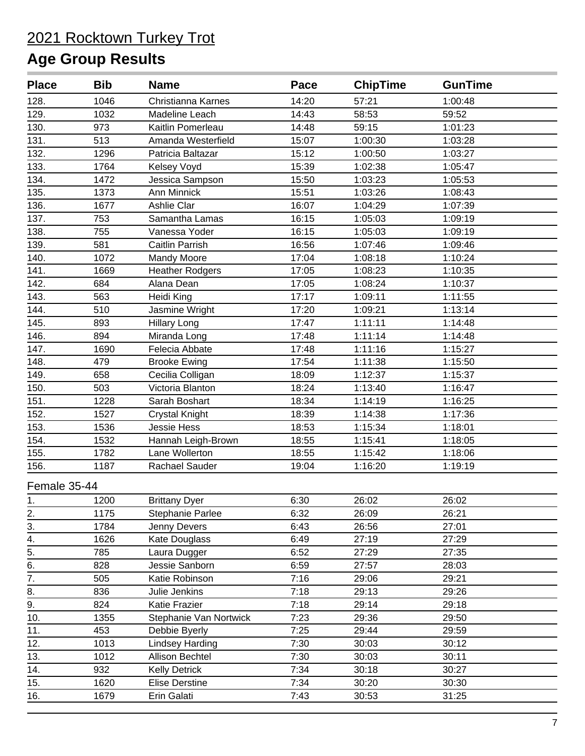# 2021 Rocktown Turkey Trot

## Age Group Results

| Place | Bib | Name | Pace | ChipTime | GunTime |
|---|---|---|---|---|---|
| 128. | 1046 | Christianna Karnes | 14:20 | 57:21 | 1:00:48 |
| 129. | 1032 | Madeline Leach | 14:43 | 58:53 | 59:52 |
| 130. | 973 | Kaitlin Pomerleau | 14:48 | 59:15 | 1:01:23 |
| 131. | 513 | Amanda Westerfield | 15:07 | 1:00:30 | 1:03:28 |
| 132. | 1296 | Patricia Baltazar | 15:12 | 1:00:50 | 1:03:27 |
| 133. | 1764 | Kelsey Voyd | 15:39 | 1:02:38 | 1:05:47 |
| 134. | 1472 | Jessica Sampson | 15:50 | 1:03:23 | 1:05:53 |
| 135. | 1373 | Ann Minnick | 15:51 | 1:03:26 | 1:08:43 |
| 136. | 1677 | Ashlie Clar | 16:07 | 1:04:29 | 1:07:39 |
| 137. | 753 | Samantha Lamas | 16:15 | 1:05:03 | 1:09:19 |
| 138. | 755 | Vanessa Yoder | 16:15 | 1:05:03 | 1:09:19 |
| 139. | 581 | Caitlin Parrish | 16:56 | 1:07:46 | 1:09:46 |
| 140. | 1072 | Mandy Moore | 17:04 | 1:08:18 | 1:10:24 |
| 141. | 1669 | Heather Rodgers | 17:05 | 1:08:23 | 1:10:35 |
| 142. | 684 | Alana Dean | 17:05 | 1:08:24 | 1:10:37 |
| 143. | 563 | Heidi King | 17:17 | 1:09:11 | 1:11:55 |
| 144. | 510 | Jasmine Wright | 17:20 | 1:09:21 | 1:13:14 |
| 145. | 893 | Hillary Long | 17:47 | 1:11:11 | 1:14:48 |
| 146. | 894 | Miranda Long | 17:48 | 1:11:14 | 1:14:48 |
| 147. | 1690 | Felecia Abbate | 17:48 | 1:11:16 | 1:15:27 |
| 148. | 479 | Brooke Ewing | 17:54 | 1:11:38 | 1:15:50 |
| 149. | 658 | Cecilia Colligan | 18:09 | 1:12:37 | 1:15:37 |
| 150. | 503 | Victoria Blanton | 18:24 | 1:13:40 | 1:16:47 |
| 151. | 1228 | Sarah Boshart | 18:34 | 1:14:19 | 1:16:25 |
| 152. | 1527 | Crystal Knight | 18:39 | 1:14:38 | 1:17:36 |
| 153. | 1536 | Jessie Hess | 18:53 | 1:15:34 | 1:18:01 |
| 154. | 1532 | Hannah Leigh-Brown | 18:55 | 1:15:41 | 1:18:05 |
| 155. | 1782 | Lane Wollerton | 18:55 | 1:15:42 | 1:18:06 |
| 156. | 1187 | Rachael Sauder | 19:04 | 1:16:20 | 1:19:19 |

Female 35-44

| Place | Bib | Name | Pace | ChipTime | GunTime |
|---|---|---|---|---|---|
| 1. | 1200 | Brittany Dyer | 6:30 | 26:02 | 26:02 |
| 2. | 1175 | Stephanie Parlee | 6:32 | 26:09 | 26:21 |
| 3. | 1784 | Jenny Devers | 6:43 | 26:56 | 27:01 |
| 4. | 1626 | Kate Douglass | 6:49 | 27:19 | 27:29 |
| 5. | 785 | Laura Dugger | 6:52 | 27:29 | 27:35 |
| 6. | 828 | Jessie Sanborn | 6:59 | 27:57 | 28:03 |
| 7. | 505 | Katie Robinson | 7:16 | 29:06 | 29:21 |
| 8. | 836 | Julie Jenkins | 7:18 | 29:13 | 29:26 |
| 9. | 824 | Katie Frazier | 7:18 | 29:14 | 29:18 |
| 10. | 1355 | Stephanie Van Nortwick | 7:23 | 29:36 | 29:50 |
| 11. | 453 | Debbie Byerly | 7:25 | 29:44 | 29:59 |
| 12. | 1013 | Lindsey Harding | 7:30 | 30:03 | 30:12 |
| 13. | 1012 | Allison Bechtel | 7:30 | 30:03 | 30:11 |
| 14. | 932 | Kelly Detrick | 7:34 | 30:18 | 30:27 |
| 15. | 1620 | Elise Derstine | 7:34 | 30:20 | 30:30 |
| 16. | 1679 | Erin Galati | 7:43 | 30:53 | 31:25 |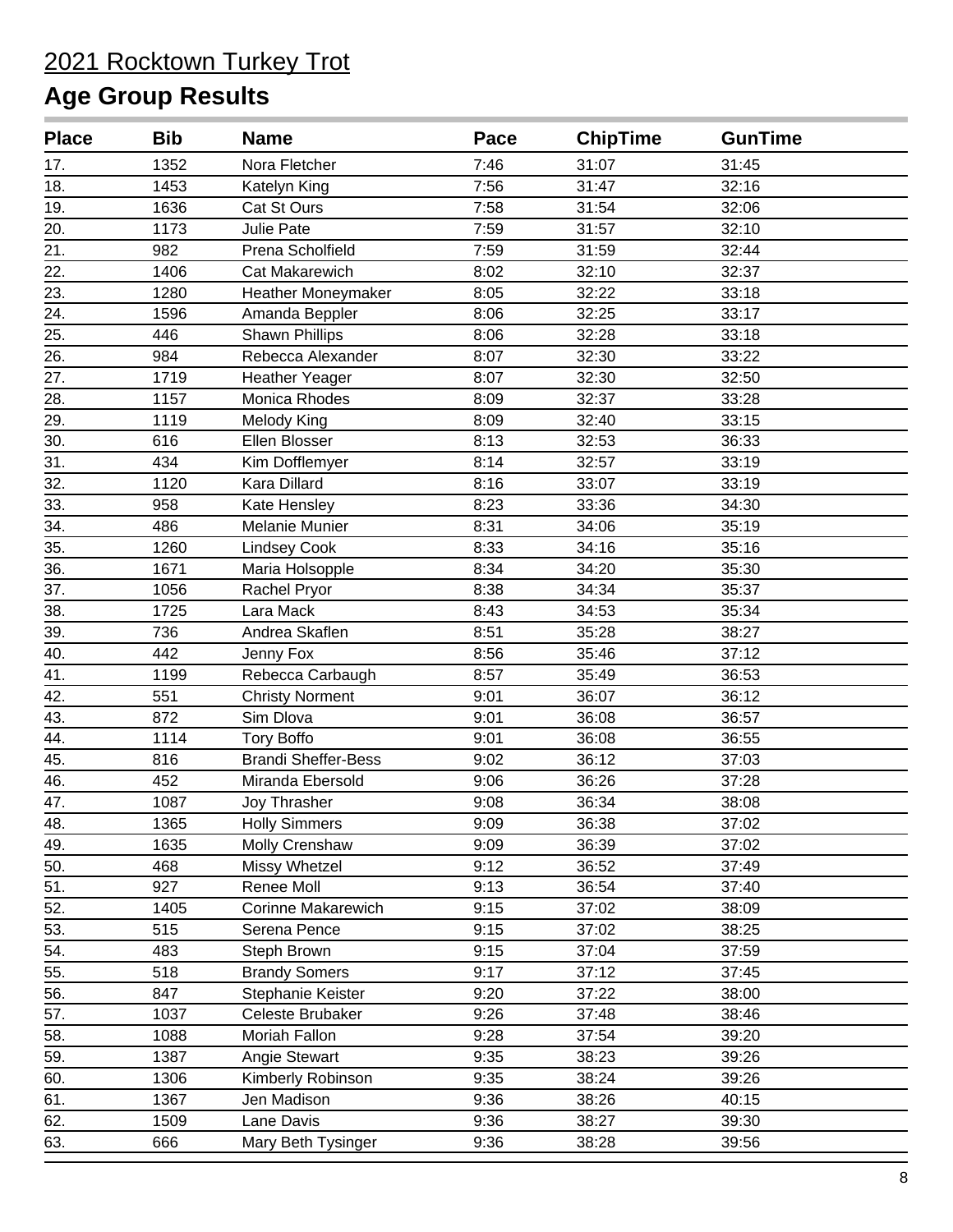# 2021 Rocktown Turkey Trot

## Age Group Results

| Place | Bib | Name | Pace | ChipTime | GunTime |
|---|---|---|---|---|---|
| 17. | 1352 | Nora Fletcher | 7:46 | 31:07 | 31:45 |
| 18. | 1453 | Katelyn King | 7:56 | 31:47 | 32:16 |
| 19. | 1636 | Cat St Ours | 7:58 | 31:54 | 32:06 |
| 20. | 1173 | Julie Pate | 7:59 | 31:57 | 32:10 |
| 21. | 982 | Prena Scholfield | 7:59 | 31:59 | 32:44 |
| 22. | 1406 | Cat Makarewich | 8:02 | 32:10 | 32:37 |
| 23. | 1280 | Heather Moneymaker | 8:05 | 32:22 | 33:18 |
| 24. | 1596 | Amanda Beppler | 8:06 | 32:25 | 33:17 |
| 25. | 446 | Shawn Phillips | 8:06 | 32:28 | 33:18 |
| 26. | 984 | Rebecca Alexander | 8:07 | 32:30 | 33:22 |
| 27. | 1719 | Heather Yeager | 8:07 | 32:30 | 32:50 |
| 28. | 1157 | Monica Rhodes | 8:09 | 32:37 | 33:28 |
| 29. | 1119 | Melody King | 8:09 | 32:40 | 33:15 |
| 30. | 616 | Ellen Blosser | 8:13 | 32:53 | 36:33 |
| 31. | 434 | Kim Dofflemyer | 8:14 | 32:57 | 33:19 |
| 32. | 1120 | Kara Dillard | 8:16 | 33:07 | 33:19 |
| 33. | 958 | Kate Hensley | 8:23 | 33:36 | 34:30 |
| 34. | 486 | Melanie Munier | 8:31 | 34:06 | 35:19 |
| 35. | 1260 | Lindsey Cook | 8:33 | 34:16 | 35:16 |
| 36. | 1671 | Maria Holsopple | 8:34 | 34:20 | 35:30 |
| 37. | 1056 | Rachel Pryor | 8:38 | 34:34 | 35:37 |
| 38. | 1725 | Lara Mack | 8:43 | 34:53 | 35:34 |
| 39. | 736 | Andrea Skaflen | 8:51 | 35:28 | 38:27 |
| 40. | 442 | Jenny Fox | 8:56 | 35:46 | 37:12 |
| 41. | 1199 | Rebecca Carbaugh | 8:57 | 35:49 | 36:53 |
| 42. | 551 | Christy Norment | 9:01 | 36:07 | 36:12 |
| 43. | 872 | Sim Dlova | 9:01 | 36:08 | 36:57 |
| 44. | 1114 | Tory Boffo | 9:01 | 36:08 | 36:55 |
| 45. | 816 | Brandi Sheffer-Bess | 9:02 | 36:12 | 37:03 |
| 46. | 452 | Miranda Ebersold | 9:06 | 36:26 | 37:28 |
| 47. | 1087 | Joy Thrasher | 9:08 | 36:34 | 38:08 |
| 48. | 1365 | Holly Simmers | 9:09 | 36:38 | 37:02 |
| 49. | 1635 | Molly Crenshaw | 9:09 | 36:39 | 37:02 |
| 50. | 468 | Missy Whetzel | 9:12 | 36:52 | 37:49 |
| 51. | 927 | Renee Moll | 9:13 | 36:54 | 37:40 |
| 52. | 1405 | Corinne Makarewich | 9:15 | 37:02 | 38:09 |
| 53. | 515 | Serena Pence | 9:15 | 37:02 | 38:25 |
| 54. | 483 | Steph Brown | 9:15 | 37:04 | 37:59 |
| 55. | 518 | Brandy Somers | 9:17 | 37:12 | 37:45 |
| 56. | 847 | Stephanie Keister | 9:20 | 37:22 | 38:00 |
| 57. | 1037 | Celeste Brubaker | 9:26 | 37:48 | 38:46 |
| 58. | 1088 | Moriah Fallon | 9:28 | 37:54 | 39:20 |
| 59. | 1387 | Angie Stewart | 9:35 | 38:23 | 39:26 |
| 60. | 1306 | Kimberly Robinson | 9:35 | 38:24 | 39:26 |
| 61. | 1367 | Jen Madison | 9:36 | 38:26 | 40:15 |
| 62. | 1509 | Lane Davis | 9:36 | 38:27 | 39:30 |
| 63. | 666 | Mary Beth Tysinger | 9:36 | 38:28 | 39:56 |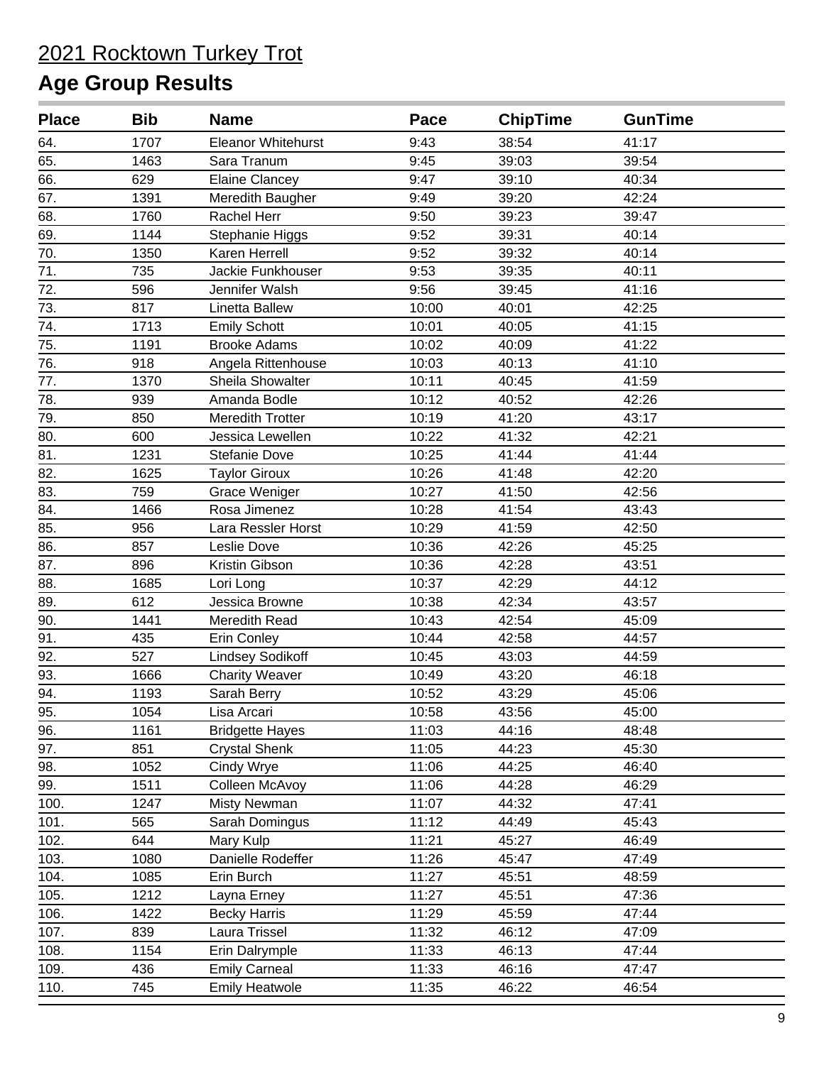# 2021 Rocktown Turkey Trot

## Age Group Results

| Place | Bib | Name | Pace | ChipTime | GunTime |
|---|---|---|---|---|---|
| 64. | 1707 | Eleanor Whitehurst | 9:43 | 38:54 | 41:17 |
| 65. | 1463 | Sara Tranum | 9:45 | 39:03 | 39:54 |
| 66. | 629 | Elaine Clancey | 9:47 | 39:10 | 40:34 |
| 67. | 1391 | Meredith Baugher | 9:49 | 39:20 | 42:24 |
| 68. | 1760 | Rachel Herr | 9:50 | 39:23 | 39:47 |
| 69. | 1144 | Stephanie Higgs | 9:52 | 39:31 | 40:14 |
| 70. | 1350 | Karen Herrell | 9:52 | 39:32 | 40:14 |
| 71. | 735 | Jackie Funkhouser | 9:53 | 39:35 | 40:11 |
| 72. | 596 | Jennifer Walsh | 9:56 | 39:45 | 41:16 |
| 73. | 817 | Linetta Ballew | 10:00 | 40:01 | 42:25 |
| 74. | 1713 | Emily Schott | 10:01 | 40:05 | 41:15 |
| 75. | 1191 | Brooke Adams | 10:02 | 40:09 | 41:22 |
| 76. | 918 | Angela Rittenhouse | 10:03 | 40:13 | 41:10 |
| 77. | 1370 | Sheila Showalter | 10:11 | 40:45 | 41:59 |
| 78. | 939 | Amanda Bodle | 10:12 | 40:52 | 42:26 |
| 79. | 850 | Meredith Trotter | 10:19 | 41:20 | 43:17 |
| 80. | 600 | Jessica Lewellen | 10:22 | 41:32 | 42:21 |
| 81. | 1231 | Stefanie Dove | 10:25 | 41:44 | 41:44 |
| 82. | 1625 | Taylor Giroux | 10:26 | 41:48 | 42:20 |
| 83. | 759 | Grace Weniger | 10:27 | 41:50 | 42:56 |
| 84. | 1466 | Rosa Jimenez | 10:28 | 41:54 | 43:43 |
| 85. | 956 | Lara Ressler Horst | 10:29 | 41:59 | 42:50 |
| 86. | 857 | Leslie Dove | 10:36 | 42:26 | 45:25 |
| 87. | 896 | Kristin Gibson | 10:36 | 42:28 | 43:51 |
| 88. | 1685 | Lori Long | 10:37 | 42:29 | 44:12 |
| 89. | 612 | Jessica Browne | 10:38 | 42:34 | 43:57 |
| 90. | 1441 | Meredith Read | 10:43 | 42:54 | 45:09 |
| 91. | 435 | Erin Conley | 10:44 | 42:58 | 44:57 |
| 92. | 527 | Lindsey Sodikoff | 10:45 | 43:03 | 44:59 |
| 93. | 1666 | Charity Weaver | 10:49 | 43:20 | 46:18 |
| 94. | 1193 | Sarah Berry | 10:52 | 43:29 | 45:06 |
| 95. | 1054 | Lisa Arcari | 10:58 | 43:56 | 45:00 |
| 96. | 1161 | Bridgette Hayes | 11:03 | 44:16 | 48:48 |
| 97. | 851 | Crystal Shenk | 11:05 | 44:23 | 45:30 |
| 98. | 1052 | Cindy Wrye | 11:06 | 44:25 | 46:40 |
| 99. | 1511 | Colleen McAvoy | 11:06 | 44:28 | 46:29 |
| 100. | 1247 | Misty Newman | 11:07 | 44:32 | 47:41 |
| 101. | 565 | Sarah Domingus | 11:12 | 44:49 | 45:43 |
| 102. | 644 | Mary Kulp | 11:21 | 45:27 | 46:49 |
| 103. | 1080 | Danielle Rodeffer | 11:26 | 45:47 | 47:49 |
| 104. | 1085 | Erin Burch | 11:27 | 45:51 | 48:59 |
| 105. | 1212 | Layna Erney | 11:27 | 45:51 | 47:36 |
| 106. | 1422 | Becky Harris | 11:29 | 45:59 | 47:44 |
| 107. | 839 | Laura Trissel | 11:32 | 46:12 | 47:09 |
| 108. | 1154 | Erin Dalrymple | 11:33 | 46:13 | 47:44 |
| 109. | 436 | Emily Carneal | 11:33 | 46:16 | 47:47 |
| 110. | 745 | Emily Heatwole | 11:35 | 46:22 | 46:54 |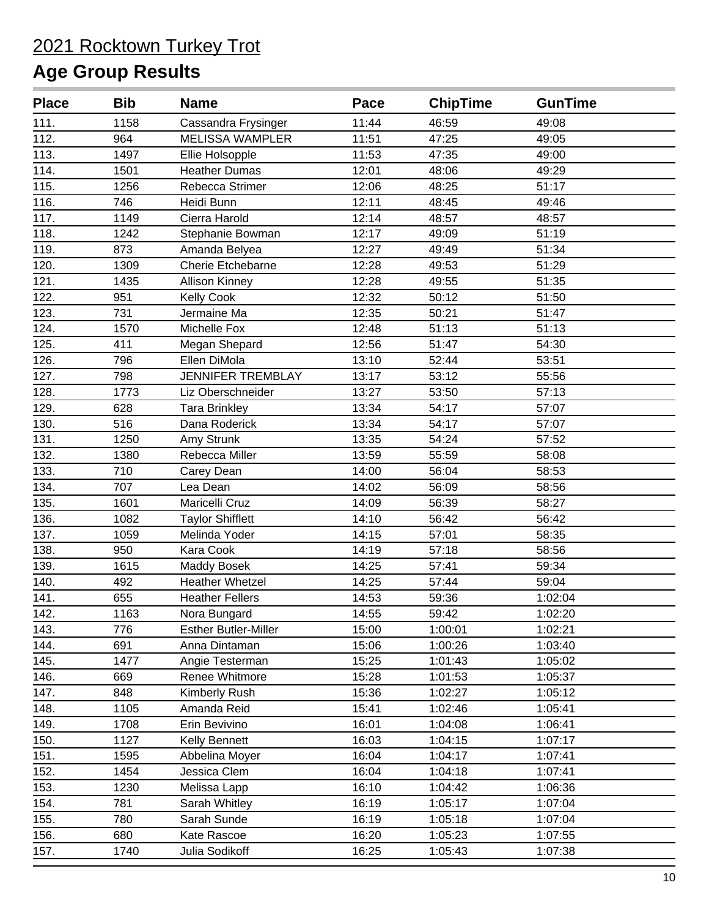# 2021 Rocktown Turkey Trot

## Age Group Results

| Place | Bib | Name | Pace | ChipTime | GunTime |
|---|---|---|---|---|---|
| 111. | 1158 | Cassandra Frysinger | 11:44 | 46:59 | 49:08 |
| 112. | 964 | MELISSA WAMPLER | 11:51 | 47:25 | 49:05 |
| 113. | 1497 | Ellie Holsopple | 11:53 | 47:35 | 49:00 |
| 114. | 1501 | Heather Dumas | 12:01 | 48:06 | 49:29 |
| 115. | 1256 | Rebecca Strimer | 12:06 | 48:25 | 51:17 |
| 116. | 746 | Heidi Bunn | 12:11 | 48:45 | 49:46 |
| 117. | 1149 | Cierra Harold | 12:14 | 48:57 | 48:57 |
| 118. | 1242 | Stephanie Bowman | 12:17 | 49:09 | 51:19 |
| 119. | 873 | Amanda Belyea | 12:27 | 49:49 | 51:34 |
| 120. | 1309 | Cherie Etchebarne | 12:28 | 49:53 | 51:29 |
| 121. | 1435 | Allison Kinney | 12:28 | 49:55 | 51:35 |
| 122. | 951 | Kelly Cook | 12:32 | 50:12 | 51:50 |
| 123. | 731 | Jermaine Ma | 12:35 | 50:21 | 51:47 |
| 124. | 1570 | Michelle Fox | 12:48 | 51:13 | 51:13 |
| 125. | 411 | Megan Shepard | 12:56 | 51:47 | 54:30 |
| 126. | 796 | Ellen DiMola | 13:10 | 52:44 | 53:51 |
| 127. | 798 | JENNIFER TREMBLAY | 13:17 | 53:12 | 55:56 |
| 128. | 1773 | Liz Oberschneider | 13:27 | 53:50 | 57:13 |
| 129. | 628 | Tara Brinkley | 13:34 | 54:17 | 57:07 |
| 130. | 516 | Dana Roderick | 13:34 | 54:17 | 57:07 |
| 131. | 1250 | Amy Strunk | 13:35 | 54:24 | 57:52 |
| 132. | 1380 | Rebecca Miller | 13:59 | 55:59 | 58:08 |
| 133. | 710 | Carey Dean | 14:00 | 56:04 | 58:53 |
| 134. | 707 | Lea Dean | 14:02 | 56:09 | 58:56 |
| 135. | 1601 | Maricelli Cruz | 14:09 | 56:39 | 58:27 |
| 136. | 1082 | Taylor Shifflett | 14:10 | 56:42 | 56:42 |
| 137. | 1059 | Melinda Yoder | 14:15 | 57:01 | 58:35 |
| 138. | 950 | Kara Cook | 14:19 | 57:18 | 58:56 |
| 139. | 1615 | Maddy Bosek | 14:25 | 57:41 | 59:34 |
| 140. | 492 | Heather Whetzel | 14:25 | 57:44 | 59:04 |
| 141. | 655 | Heather Fellers | 14:53 | 59:36 | 1:02:04 |
| 142. | 1163 | Nora Bungard | 14:55 | 59:42 | 1:02:20 |
| 143. | 776 | Esther Butler-Miller | 15:00 | 1:00:01 | 1:02:21 |
| 144. | 691 | Anna Dintaman | 15:06 | 1:00:26 | 1:03:40 |
| 145. | 1477 | Angie Testerman | 15:25 | 1:01:43 | 1:05:02 |
| 146. | 669 | Renee Whitmore | 15:28 | 1:01:53 | 1:05:37 |
| 147. | 848 | Kimberly Rush | 15:36 | 1:02:27 | 1:05:12 |
| 148. | 1105 | Amanda Reid | 15:41 | 1:02:46 | 1:05:41 |
| 149. | 1708 | Erin Bevivino | 16:01 | 1:04:08 | 1:06:41 |
| 150. | 1127 | Kelly Bennett | 16:03 | 1:04:15 | 1:07:17 |
| 151. | 1595 | Abbelina Moyer | 16:04 | 1:04:17 | 1:07:41 |
| 152. | 1454 | Jessica Clem | 16:04 | 1:04:18 | 1:07:41 |
| 153. | 1230 | Melissa Lapp | 16:10 | 1:04:42 | 1:06:36 |
| 154. | 781 | Sarah Whitley | 16:19 | 1:05:17 | 1:07:04 |
| 155. | 780 | Sarah Sunde | 16:19 | 1:05:18 | 1:07:04 |
| 156. | 680 | Kate Rascoe | 16:20 | 1:05:23 | 1:07:55 |
| 157. | 1740 | Julia Sodikoff | 16:25 | 1:05:43 | 1:07:38 |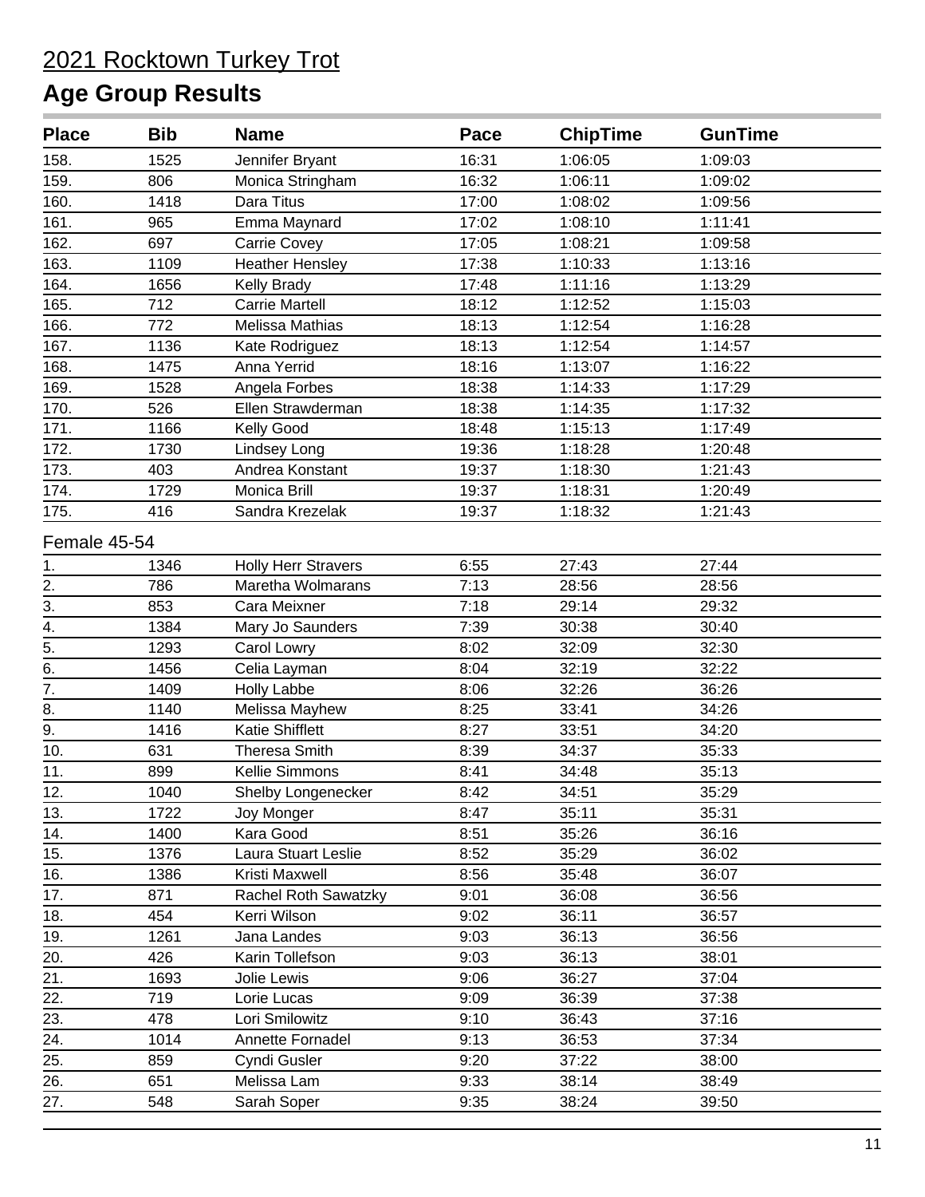# 2021 Rocktown Turkey Trot

## Age Group Results

| Place | Bib | Name | Pace | ChipTime | GunTime |
|---|---|---|---|---|---|
| 158. | 1525 | Jennifer Bryant | 16:31 | 1:06:05 | 1:09:03 |
| 159. | 806 | Monica Stringham | 16:32 | 1:06:11 | 1:09:02 |
| 160. | 1418 | Dara Titus | 17:00 | 1:08:02 | 1:09:56 |
| 161. | 965 | Emma Maynard | 17:02 | 1:08:10 | 1:11:41 |
| 162. | 697 | Carrie Covey | 17:05 | 1:08:21 | 1:09:58 |
| 163. | 1109 | Heather Hensley | 17:38 | 1:10:33 | 1:13:16 |
| 164. | 1656 | Kelly Brady | 17:48 | 1:11:16 | 1:13:29 |
| 165. | 712 | Carrie Martell | 18:12 | 1:12:52 | 1:15:03 |
| 166. | 772 | Melissa Mathias | 18:13 | 1:12:54 | 1:16:28 |
| 167. | 1136 | Kate Rodriguez | 18:13 | 1:12:54 | 1:14:57 |
| 168. | 1475 | Anna Yerrid | 18:16 | 1:13:07 | 1:16:22 |
| 169. | 1528 | Angela Forbes | 18:38 | 1:14:33 | 1:17:29 |
| 170. | 526 | Ellen Strawderman | 18:38 | 1:14:35 | 1:17:32 |
| 171. | 1166 | Kelly Good | 18:48 | 1:15:13 | 1:17:49 |
| 172. | 1730 | Lindsey Long | 19:36 | 1:18:28 | 1:20:48 |
| 173. | 403 | Andrea Konstant | 19:37 | 1:18:30 | 1:21:43 |
| 174. | 1729 | Monica Brill | 19:37 | 1:18:31 | 1:20:49 |
| 175. | 416 | Sandra Krezelak | 19:37 | 1:18:32 | 1:21:43 |

Female 45-54

| Place | Bib | Name | Pace | ChipTime | GunTime |
|---|---|---|---|---|---|
| 1. | 1346 | Holly Herr Stravers | 6:55 | 27:43 | 27:44 |
| 2. | 786 | Maretha Wolmarans | 7:13 | 28:56 | 28:56 |
| 3. | 853 | Cara Meixner | 7:18 | 29:14 | 29:32 |
| 4. | 1384 | Mary Jo Saunders | 7:39 | 30:38 | 30:40 |
| 5. | 1293 | Carol Lowry | 8:02 | 32:09 | 32:30 |
| 6. | 1456 | Celia Layman | 8:04 | 32:19 | 32:22 |
| 7. | 1409 | Holly Labbe | 8:06 | 32:26 | 36:26 |
| 8. | 1140 | Melissa Mayhew | 8:25 | 33:41 | 34:26 |
| 9. | 1416 | Katie Shifflett | 8:27 | 33:51 | 34:20 |
| 10. | 631 | Theresa Smith | 8:39 | 34:37 | 35:33 |
| 11. | 899 | Kellie Simmons | 8:41 | 34:48 | 35:13 |
| 12. | 1040 | Shelby Longenecker | 8:42 | 34:51 | 35:29 |
| 13. | 1722 | Joy Monger | 8:47 | 35:11 | 35:31 |
| 14. | 1400 | Kara Good | 8:51 | 35:26 | 36:16 |
| 15. | 1376 | Laura Stuart Leslie | 8:52 | 35:29 | 36:02 |
| 16. | 1386 | Kristi Maxwell | 8:56 | 35:48 | 36:07 |
| 17. | 871 | Rachel Roth Sawatzky | 9:01 | 36:08 | 36:56 |
| 18. | 454 | Kerri Wilson | 9:02 | 36:11 | 36:57 |
| 19. | 1261 | Jana Landes | 9:03 | 36:13 | 36:56 |
| 20. | 426 | Karin Tollefson | 9:03 | 36:13 | 38:01 |
| 21. | 1693 | Jolie Lewis | 9:06 | 36:27 | 37:04 |
| 22. | 719 | Lorie Lucas | 9:09 | 36:39 | 37:38 |
| 23. | 478 | Lori Smilowitz | 9:10 | 36:43 | 37:16 |
| 24. | 1014 | Annette Fornadel | 9:13 | 36:53 | 37:34 |
| 25. | 859 | Cyndi Gusler | 9:20 | 37:22 | 38:00 |
| 26. | 651 | Melissa Lam | 9:33 | 38:14 | 38:49 |
| 27. | 548 | Sarah Soper | 9:35 | 38:24 | 39:50 |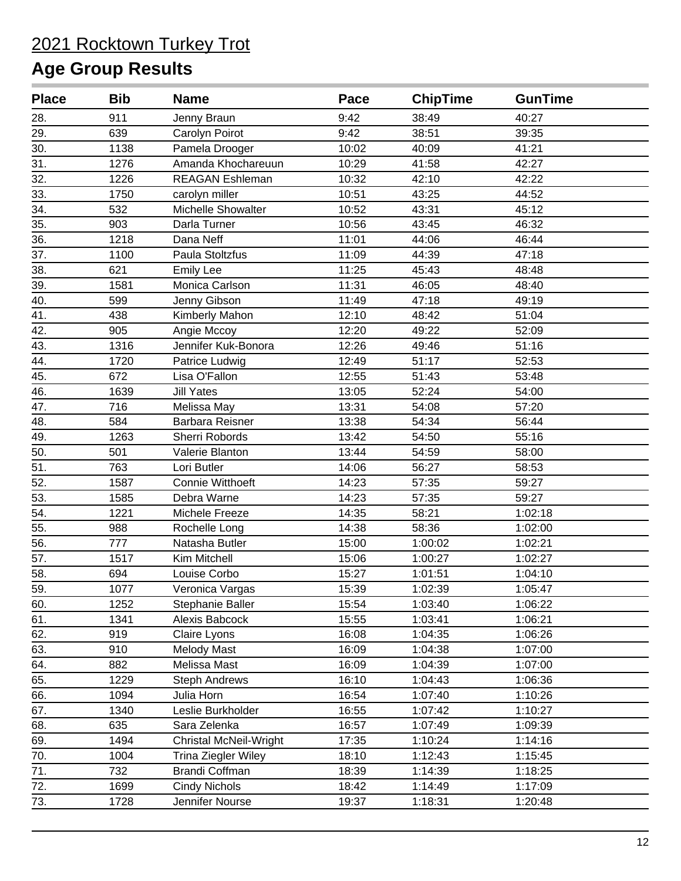# 2021 Rocktown Turkey Trot

## Age Group Results

| Place | Bib | Name | Pace | ChipTime | GunTime |
|---|---|---|---|---|---|
| 28. | 911 | Jenny Braun | 9:42 | 38:49 | 40:27 |
| 29. | 639 | Carolyn Poirot | 9:42 | 38:51 | 39:35 |
| 30. | 1138 | Pamela Drooger | 10:02 | 40:09 | 41:21 |
| 31. | 1276 | Amanda Khochareuun | 10:29 | 41:58 | 42:27 |
| 32. | 1226 | REAGAN Eshleman | 10:32 | 42:10 | 42:22 |
| 33. | 1750 | carolyn miller | 10:51 | 43:25 | 44:52 |
| 34. | 532 | Michelle Showalter | 10:52 | 43:31 | 45:12 |
| 35. | 903 | Darla Turner | 10:56 | 43:45 | 46:32 |
| 36. | 1218 | Dana Neff | 11:01 | 44:06 | 46:44 |
| 37. | 1100 | Paula Stoltzfus | 11:09 | 44:39 | 47:18 |
| 38. | 621 | Emily Lee | 11:25 | 45:43 | 48:48 |
| 39. | 1581 | Monica Carlson | 11:31 | 46:05 | 48:40 |
| 40. | 599 | Jenny Gibson | 11:49 | 47:18 | 49:19 |
| 41. | 438 | Kimberly Mahon | 12:10 | 48:42 | 51:04 |
| 42. | 905 | Angie Mccoy | 12:20 | 49:22 | 52:09 |
| 43. | 1316 | Jennifer Kuk-Bonora | 12:26 | 49:46 | 51:16 |
| 44. | 1720 | Patrice Ludwig | 12:49 | 51:17 | 52:53 |
| 45. | 672 | Lisa O'Fallon | 12:55 | 51:43 | 53:48 |
| 46. | 1639 | Jill Yates | 13:05 | 52:24 | 54:00 |
| 47. | 716 | Melissa May | 13:31 | 54:08 | 57:20 |
| 48. | 584 | Barbara Reisner | 13:38 | 54:34 | 56:44 |
| 49. | 1263 | Sherri Robords | 13:42 | 54:50 | 55:16 |
| 50. | 501 | Valerie Blanton | 13:44 | 54:59 | 58:00 |
| 51. | 763 | Lori Butler | 14:06 | 56:27 | 58:53 |
| 52. | 1587 | Connie Witthoeft | 14:23 | 57:35 | 59:27 |
| 53. | 1585 | Debra Warne | 14:23 | 57:35 | 59:27 |
| 54. | 1221 | Michele Freeze | 14:35 | 58:21 | 1:02:18 |
| 55. | 988 | Rochelle Long | 14:38 | 58:36 | 1:02:00 |
| 56. | 777 | Natasha Butler | 15:00 | 1:00:02 | 1:02:21 |
| 57. | 1517 | Kim Mitchell | 15:06 | 1:00:27 | 1:02:27 |
| 58. | 694 | Louise Corbo | 15:27 | 1:01:51 | 1:04:10 |
| 59. | 1077 | Veronica Vargas | 15:39 | 1:02:39 | 1:05:47 |
| 60. | 1252 | Stephanie Baller | 15:54 | 1:03:40 | 1:06:22 |
| 61. | 1341 | Alexis Babcock | 15:55 | 1:03:41 | 1:06:21 |
| 62. | 919 | Claire Lyons | 16:08 | 1:04:35 | 1:06:26 |
| 63. | 910 | Melody Mast | 16:09 | 1:04:38 | 1:07:00 |
| 64. | 882 | Melissa Mast | 16:09 | 1:04:39 | 1:07:00 |
| 65. | 1229 | Steph Andrews | 16:10 | 1:04:43 | 1:06:36 |
| 66. | 1094 | Julia Horn | 16:54 | 1:07:40 | 1:10:26 |
| 67. | 1340 | Leslie Burkholder | 16:55 | 1:07:42 | 1:10:27 |
| 68. | 635 | Sara Zelenka | 16:57 | 1:07:49 | 1:09:39 |
| 69. | 1494 | Christal McNeil-Wright | 17:35 | 1:10:24 | 1:14:16 |
| 70. | 1004 | Trina Ziegler Wiley | 18:10 | 1:12:43 | 1:15:45 |
| 71. | 732 | Brandi Coffman | 18:39 | 1:14:39 | 1:18:25 |
| 72. | 1699 | Cindy Nichols | 18:42 | 1:14:49 | 1:17:09 |
| 73. | 1728 | Jennifer Nourse | 19:37 | 1:18:31 | 1:20:48 |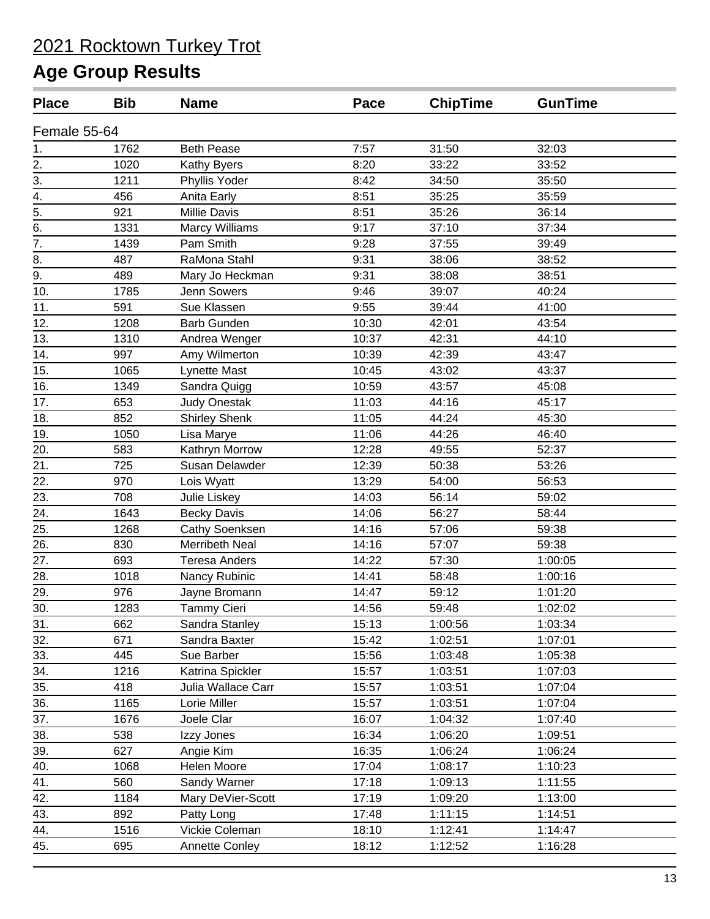# 2021 Rocktown Turkey Trot

## Age Group Results

| Place | Bib | Name | Pace | ChipTime | GunTime |
|---|---|---|---|---|---|
| **Female 55-64** | | | | | |
| 1. | 1762 | Beth Pease | 7:57 | 31:50 | 32:03 |
| 2. | 1020 | Kathy Byers | 8:20 | 33:22 | 33:52 |
| 3. | 1211 | Phyllis Yoder | 8:42 | 34:50 | 35:50 |
| 4. | 456 | Anita Early | 8:51 | 35:25 | 35:59 |
| 5. | 921 | Millie Davis | 8:51 | 35:26 | 36:14 |
| 6. | 1331 | Marcy Williams | 9:17 | 37:10 | 37:34 |
| 7. | 1439 | Pam Smith | 9:28 | 37:55 | 39:49 |
| 8. | 487 | RaMona Stahl | 9:31 | 38:06 | 38:52 |
| 9. | 489 | Mary Jo Heckman | 9:31 | 38:08 | 38:51 |
| 10. | 1785 | Jenn Sowers | 9:46 | 39:07 | 40:24 |
| 11. | 591 | Sue Klassen | 9:55 | 39:44 | 41:00 |
| 12. | 1208 | Barb Gunden | 10:30 | 42:01 | 43:54 |
| 13. | 1310 | Andrea Wenger | 10:37 | 42:31 | 44:10 |
| 14. | 997 | Amy Wilmerton | 10:39 | 42:39 | 43:47 |
| 15. | 1065 | Lynette Mast | 10:45 | 43:02 | 43:37 |
| 16. | 1349 | Sandra Quigg | 10:59 | 43:57 | 45:08 |
| 17. | 653 | Judy Onestak | 11:03 | 44:16 | 45:17 |
| 18. | 852 | Shirley Shenk | 11:05 | 44:24 | 45:30 |
| 19. | 1050 | Lisa Marye | 11:06 | 44:26 | 46:40 |
| 20. | 583 | Kathryn Morrow | 12:28 | 49:55 | 52:37 |
| 21. | 725 | Susan Delawder | 12:39 | 50:38 | 53:26 |
| 22. | 970 | Lois Wyatt | 13:29 | 54:00 | 56:53 |
| 23. | 708 | Julie Liskey | 14:03 | 56:14 | 59:02 |
| 24. | 1643 | Becky Davis | 14:06 | 56:27 | 58:44 |
| 25. | 1268 | Cathy Soenksen | 14:16 | 57:06 | 59:38 |
| 26. | 830 | Merribeth Neal | 14:16 | 57:07 | 59:38 |
| 27. | 693 | Teresa Anders | 14:22 | 57:30 | 1:00:05 |
| 28. | 1018 | Nancy Rubinic | 14:41 | 58:48 | 1:00:16 |
| 29. | 976 | Jayne Bromann | 14:47 | 59:12 | 1:01:20 |
| 30. | 1283 | Tammy Cieri | 14:56 | 59:48 | 1:02:02 |
| 31. | 662 | Sandra Stanley | 15:13 | 1:00:56 | 1:03:34 |
| 32. | 671 | Sandra Baxter | 15:42 | 1:02:51 | 1:07:01 |
| 33. | 445 | Sue Barber | 15:56 | 1:03:48 | 1:05:38 |
| 34. | 1216 | Katrina Spickler | 15:57 | 1:03:51 | 1:07:03 |
| 35. | 418 | Julia Wallace Carr | 15:57 | 1:03:51 | 1:07:04 |
| 36. | 1165 | Lorie Miller | 15:57 | 1:03:51 | 1:07:04 |
| 37. | 1676 | Joele Clar | 16:07 | 1:04:32 | 1:07:40 |
| 38. | 538 | Izzy Jones | 16:34 | 1:06:20 | 1:09:51 |
| 39. | 627 | Angie Kim | 16:35 | 1:06:24 | 1:06:24 |
| 40. | 1068 | Helen Moore | 17:04 | 1:08:17 | 1:10:23 |
| 41. | 560 | Sandy Warner | 17:18 | 1:09:13 | 1:11:55 |
| 42. | 1184 | Mary DeVier-Scott | 17:19 | 1:09:20 | 1:13:00 |
| 43. | 892 | Patty Long | 17:48 | 1:11:15 | 1:14:51 |
| 44. | 1516 | Vickie Coleman | 18:10 | 1:12:41 | 1:14:47 |
| 45. | 695 | Annette Conley | 18:12 | 1:12:52 | 1:16:28 |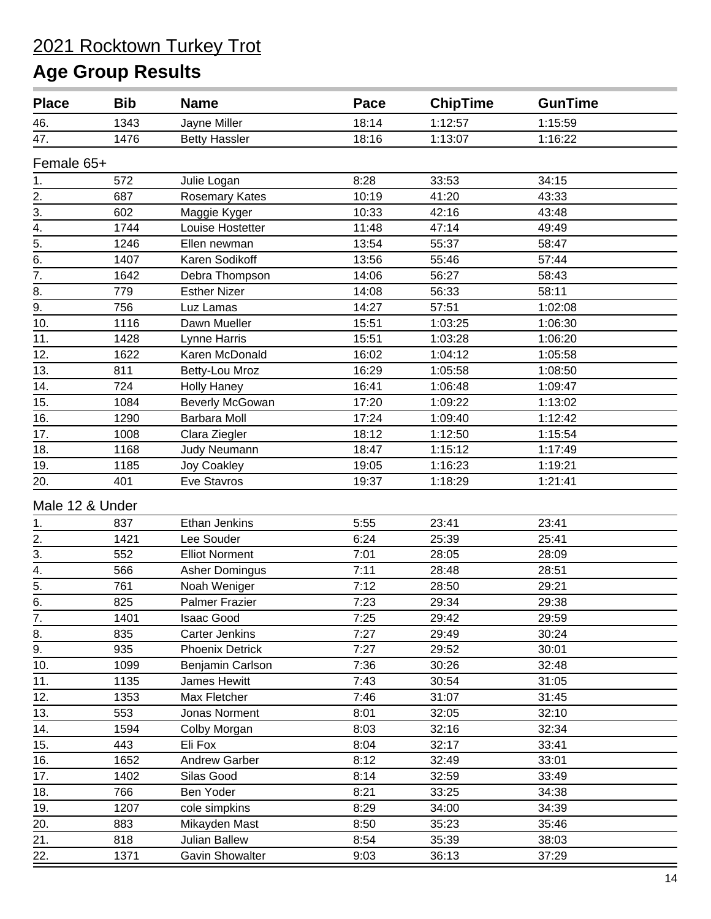# 2021 Rocktown Turkey Trot

## Age Group Results

| Place | Bib | Name | Pace | ChipTime | GunTime |
|---|---|---|---|---|---|
| 46. | 1343 | Jayne Miller | 18:14 | 1:12:57 | 1:15:59 |
| 47. | 1476 | Betty Hassler | 18:16 | 1:13:07 | 1:16:22 |

Female 65+

| Place | Bib | Name | Pace | ChipTime | GunTime |
|---|---|---|---|---|---|
| 1. | 572 | Julie Logan | 8:28 | 33:53 | 34:15 |
| 2. | 687 | Rosemary Kates | 10:19 | 41:20 | 43:33 |
| 3. | 602 | Maggie Kyger | 10:33 | 42:16 | 43:48 |
| 4. | 1744 | Louise Hostetter | 11:48 | 47:14 | 49:49 |
| 5. | 1246 | Ellen newman | 13:54 | 55:37 | 58:47 |
| 6. | 1407 | Karen Sodikoff | 13:56 | 55:46 | 57:44 |
| 7. | 1642 | Debra Thompson | 14:06 | 56:27 | 58:43 |
| 8. | 779 | Esther Nizer | 14:08 | 56:33 | 58:11 |
| 9. | 756 | Luz Lamas | 14:27 | 57:51 | 1:02:08 |
| 10. | 1116 | Dawn Mueller | 15:51 | 1:03:25 | 1:06:30 |
| 11. | 1428 | Lynne Harris | 15:51 | 1:03:28 | 1:06:20 |
| 12. | 1622 | Karen McDonald | 16:02 | 1:04:12 | 1:05:58 |
| 13. | 811 | Betty-Lou Mroz | 16:29 | 1:05:58 | 1:08:50 |
| 14. | 724 | Holly Haney | 16:41 | 1:06:48 | 1:09:47 |
| 15. | 1084 | Beverly McGowan | 17:20 | 1:09:22 | 1:13:02 |
| 16. | 1290 | Barbara Moll | 17:24 | 1:09:40 | 1:12:42 |
| 17. | 1008 | Clara Ziegler | 18:12 | 1:12:50 | 1:15:54 |
| 18. | 1168 | Judy Neumann | 18:47 | 1:15:12 | 1:17:49 |
| 19. | 1185 | Joy Coakley | 19:05 | 1:16:23 | 1:19:21 |
| 20. | 401 | Eve Stavros | 19:37 | 1:18:29 | 1:21:41 |

Male 12 & Under

| Place | Bib | Name | Pace | ChipTime | GunTime |
|---|---|---|---|---|---|
| 1. | 837 | Ethan Jenkins | 5:55 | 23:41 | 23:41 |
| 2. | 1421 | Lee Souder | 6:24 | 25:39 | 25:41 |
| 3. | 552 | Elliot Norment | 7:01 | 28:05 | 28:09 |
| 4. | 566 | Asher Domingus | 7:11 | 28:48 | 28:51 |
| 5. | 761 | Noah Weniger | 7:12 | 28:50 | 29:21 |
| 6. | 825 | Palmer Frazier | 7:23 | 29:34 | 29:38 |
| 7. | 1401 | Isaac Good | 7:25 | 29:42 | 29:59 |
| 8. | 835 | Carter Jenkins | 7:27 | 29:49 | 30:24 |
| 9. | 935 | Phoenix Detrick | 7:27 | 29:52 | 30:01 |
| 10. | 1099 | Benjamin Carlson | 7:36 | 30:26 | 32:48 |
| 11. | 1135 | James Hewitt | 7:43 | 30:54 | 31:05 |
| 12. | 1353 | Max Fletcher | 7:46 | 31:07 | 31:45 |
| 13. | 553 | Jonas Norment | 8:01 | 32:05 | 32:10 |
| 14. | 1594 | Colby Morgan | 8:03 | 32:16 | 32:34 |
| 15. | 443 | Eli Fox | 8:04 | 32:17 | 33:41 |
| 16. | 1652 | Andrew Garber | 8:12 | 32:49 | 33:01 |
| 17. | 1402 | Silas Good | 8:14 | 32:59 | 33:49 |
| 18. | 766 | Ben Yoder | 8:21 | 33:25 | 34:38 |
| 19. | 1207 | cole simpkins | 8:29 | 34:00 | 34:39 |
| 20. | 883 | Mikayden Mast | 8:50 | 35:23 | 35:46 |
| 21. | 818 | Julian Ballew | 8:54 | 35:39 | 38:03 |
| 22. | 1371 | Gavin Showalter | 9:03 | 36:13 | 37:29 |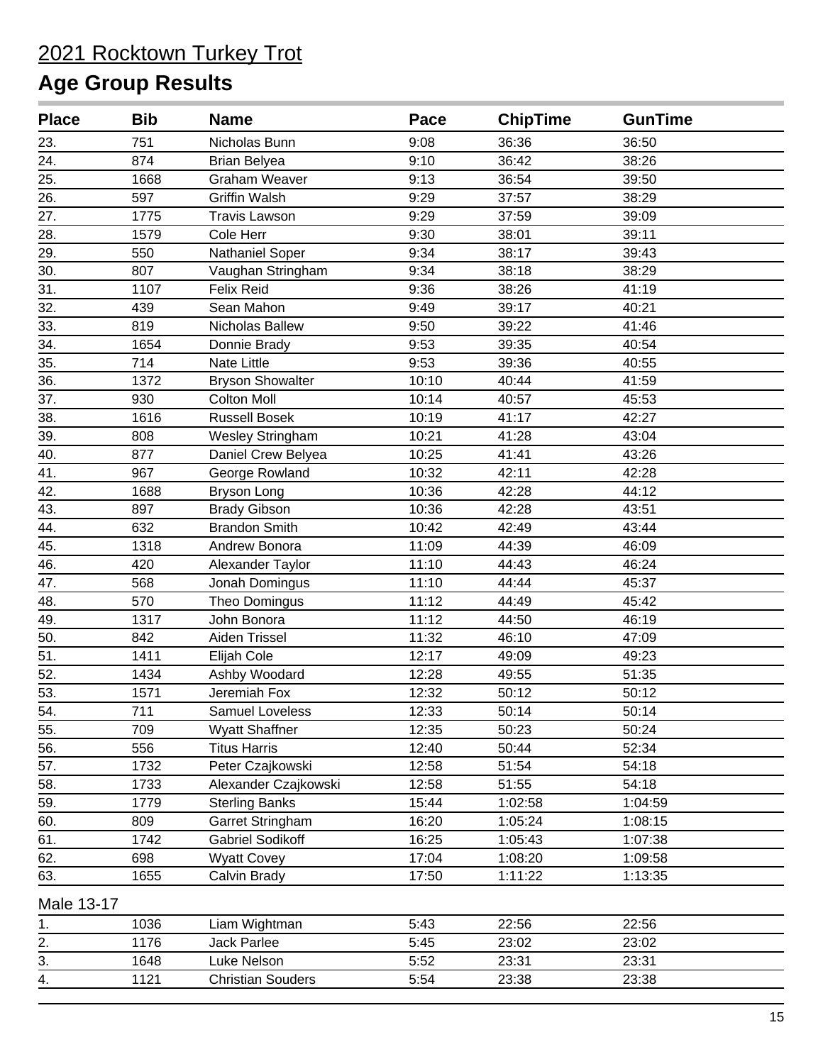# 2021 Rocktown Turkey Trot

## Age Group Results

| Place | Bib | Name | Pace | ChipTime | GunTime |
|---|---|---|---|---|---|
| 23. | 751 | Nicholas Bunn | 9:08 | 36:36 | 36:50 |
| 24. | 874 | Brian Belyea | 9:10 | 36:42 | 38:26 |
| 25. | 1668 | Graham Weaver | 9:13 | 36:54 | 39:50 |
| 26. | 597 | Griffin Walsh | 9:29 | 37:57 | 38:29 |
| 27. | 1775 | Travis Lawson | 9:29 | 37:59 | 39:09 |
| 28. | 1579 | Cole Herr | 9:30 | 38:01 | 39:11 |
| 29. | 550 | Nathaniel Soper | 9:34 | 38:17 | 39:43 |
| 30. | 807 | Vaughan Stringham | 9:34 | 38:18 | 38:29 |
| 31. | 1107 | Felix Reid | 9:36 | 38:26 | 41:19 |
| 32. | 439 | Sean Mahon | 9:49 | 39:17 | 40:21 |
| 33. | 819 | Nicholas Ballew | 9:50 | 39:22 | 41:46 |
| 34. | 1654 | Donnie Brady | 9:53 | 39:35 | 40:54 |
| 35. | 714 | Nate Little | 9:53 | 39:36 | 40:55 |
| 36. | 1372 | Bryson Showalter | 10:10 | 40:44 | 41:59 |
| 37. | 930 | Colton Moll | 10:14 | 40:57 | 45:53 |
| 38. | 1616 | Russell Bosek | 10:19 | 41:17 | 42:27 |
| 39. | 808 | Wesley Stringham | 10:21 | 41:28 | 43:04 |
| 40. | 877 | Daniel Crew Belyea | 10:25 | 41:41 | 43:26 |
| 41. | 967 | George Rowland | 10:32 | 42:11 | 42:28 |
| 42. | 1688 | Bryson Long | 10:36 | 42:28 | 44:12 |
| 43. | 897 | Brady Gibson | 10:36 | 42:28 | 43:51 |
| 44. | 632 | Brandon Smith | 10:42 | 42:49 | 43:44 |
| 45. | 1318 | Andrew Bonora | 11:09 | 44:39 | 46:09 |
| 46. | 420 | Alexander Taylor | 11:10 | 44:43 | 46:24 |
| 47. | 568 | Jonah Domingus | 11:10 | 44:44 | 45:37 |
| 48. | 570 | Theo Domingus | 11:12 | 44:49 | 45:42 |
| 49. | 1317 | John Bonora | 11:12 | 44:50 | 46:19 |
| 50. | 842 | Aiden Trissel | 11:32 | 46:10 | 47:09 |
| 51. | 1411 | Elijah Cole | 12:17 | 49:09 | 49:23 |
| 52. | 1434 | Ashby Woodard | 12:28 | 49:55 | 51:35 |
| 53. | 1571 | Jeremiah Fox | 12:32 | 50:12 | 50:12 |
| 54. | 711 | Samuel Loveless | 12:33 | 50:14 | 50:14 |
| 55. | 709 | Wyatt Shaffner | 12:35 | 50:23 | 50:24 |
| 56. | 556 | Titus Harris | 12:40 | 50:44 | 52:34 |
| 57. | 1732 | Peter Czajkowski | 12:58 | 51:54 | 54:18 |
| 58. | 1733 | Alexander Czajkowski | 12:58 | 51:55 | 54:18 |
| 59. | 1779 | Sterling Banks | 15:44 | 1:02:58 | 1:04:59 |
| 60. | 809 | Garret Stringham | 16:20 | 1:05:24 | 1:08:15 |
| 61. | 1742 | Gabriel Sodikoff | 16:25 | 1:05:43 | 1:07:38 |
| 62. | 698 | Wyatt Covey | 17:04 | 1:08:20 | 1:09:58 |
| 63. | 1655 | Calvin Brady | 17:50 | 1:11:22 | 1:13:35 |

### Male 13-17

| Place | Bib | Name | Pace | ChipTime | GunTime |
|---|---|---|---|---|---|
| 1. | 1036 | Liam Wightman | 5:43 | 22:56 | 22:56 |
| 2. | 1176 | Jack Parlee | 5:45 | 23:02 | 23:02 |
| 3. | 1648 | Luke Nelson | 5:52 | 23:31 | 23:31 |
| 4. | 1121 | Christian Souders | 5:54 | 23:38 | 23:38 |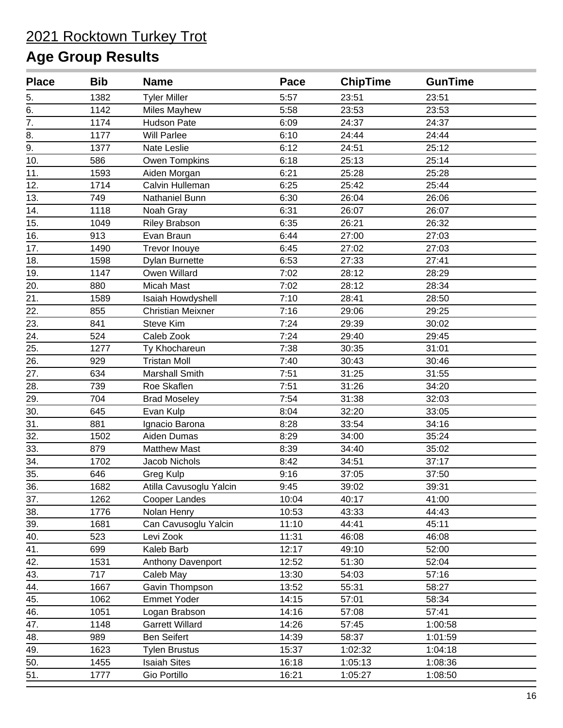# 2021 Rocktown Turkey Trot

## Age Group Results

| Place | Bib | Name | Pace | ChipTime | GunTime |
|---|---|---|---|---|---|
| 5. | 1382 | Tyler Miller | 5:57 | 23:51 | 23:51 |
| 6. | 1142 | Miles Mayhew | 5:58 | 23:53 | 23:53 |
| 7. | 1174 | Hudson Pate | 6:09 | 24:37 | 24:37 |
| 8. | 1177 | Will Parlee | 6:10 | 24:44 | 24:44 |
| 9. | 1377 | Nate Leslie | 6:12 | 24:51 | 25:12 |
| 10. | 586 | Owen Tompkins | 6:18 | 25:13 | 25:14 |
| 11. | 1593 | Aiden Morgan | 6:21 | 25:28 | 25:28 |
| 12. | 1714 | Calvin Hulleman | 6:25 | 25:42 | 25:44 |
| 13. | 749 | Nathaniel Bunn | 6:30 | 26:04 | 26:06 |
| 14. | 1118 | Noah Gray | 6:31 | 26:07 | 26:07 |
| 15. | 1049 | Riley Brabson | 6:35 | 26:21 | 26:32 |
| 16. | 913 | Evan Braun | 6:44 | 27:00 | 27:03 |
| 17. | 1490 | Trevor Inouye | 6:45 | 27:02 | 27:03 |
| 18. | 1598 | Dylan Burnette | 6:53 | 27:33 | 27:41 |
| 19. | 1147 | Owen Willard | 7:02 | 28:12 | 28:29 |
| 20. | 880 | Micah Mast | 7:02 | 28:12 | 28:34 |
| 21. | 1589 | Isaiah Howdyshell | 7:10 | 28:41 | 28:50 |
| 22. | 855 | Christian Meixner | 7:16 | 29:06 | 29:25 |
| 23. | 841 | Steve Kim | 7:24 | 29:39 | 30:02 |
| 24. | 524 | Caleb Zook | 7:24 | 29:40 | 29:45 |
| 25. | 1277 | Ty Khochareun | 7:38 | 30:35 | 31:01 |
| 26. | 929 | Tristan Moll | 7:40 | 30:43 | 30:46 |
| 27. | 634 | Marshall Smith | 7:51 | 31:25 | 31:55 |
| 28. | 739 | Roe Skaflen | 7:51 | 31:26 | 34:20 |
| 29. | 704 | Brad Moseley | 7:54 | 31:38 | 32:03 |
| 30. | 645 | Evan Kulp | 8:04 | 32:20 | 33:05 |
| 31. | 881 | Ignacio Barona | 8:28 | 33:54 | 34:16 |
| 32. | 1502 | Aiden Dumas | 8:29 | 34:00 | 35:24 |
| 33. | 879 | Matthew Mast | 8:39 | 34:40 | 35:02 |
| 34. | 1702 | Jacob Nichols | 8:42 | 34:51 | 37:17 |
| 35. | 646 | Greg Kulp | 9:16 | 37:05 | 37:50 |
| 36. | 1682 | Atilla Cavusoglu Yalcin | 9:45 | 39:02 | 39:31 |
| 37. | 1262 | Cooper Landes | 10:04 | 40:17 | 41:00 |
| 38. | 1776 | Nolan Henry | 10:53 | 43:33 | 44:43 |
| 39. | 1681 | Can Cavusoglu Yalcin | 11:10 | 44:41 | 45:11 |
| 40. | 523 | Levi Zook | 11:31 | 46:08 | 46:08 |
| 41. | 699 | Kaleb Barb | 12:17 | 49:10 | 52:00 |
| 42. | 1531 | Anthony Davenport | 12:52 | 51:30 | 52:04 |
| 43. | 717 | Caleb May | 13:30 | 54:03 | 57:16 |
| 44. | 1667 | Gavin Thompson | 13:52 | 55:31 | 58:27 |
| 45. | 1062 | Emmet Yoder | 14:15 | 57:01 | 58:34 |
| 46. | 1051 | Logan Brabson | 14:16 | 57:08 | 57:41 |
| 47. | 1148 | Garrett Willard | 14:26 | 57:45 | 1:00:58 |
| 48. | 989 | Ben Seifert | 14:39 | 58:37 | 1:01:59 |
| 49. | 1623 | Tylen Brustus | 15:37 | 1:02:32 | 1:04:18 |
| 50. | 1455 | Isaiah Sites | 16:18 | 1:05:13 | 1:08:36 |
| 51. | 1777 | Gio Portillo | 16:21 | 1:05:27 | 1:08:50 |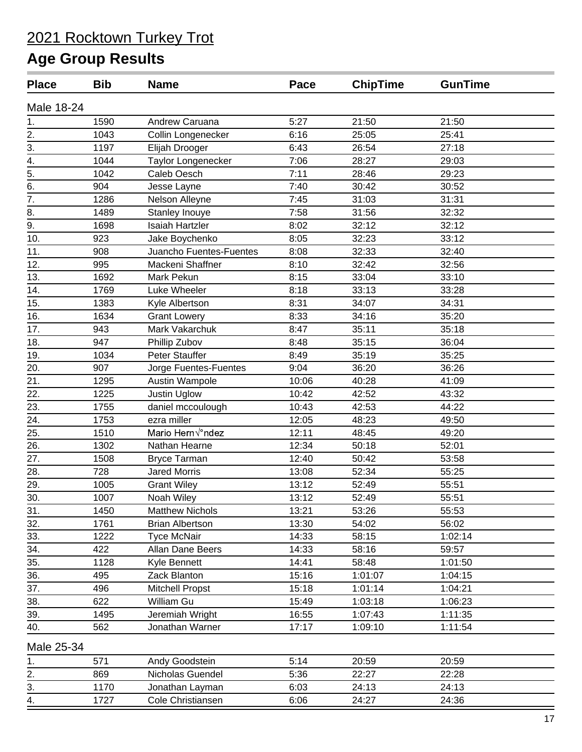# 2021 Rocktown Turkey Trot

## Age Group Results

| Place | Bib | Name | Pace | ChipTime | GunTime |
|---|---|---|---|---|---|
| **Male 18-24** | | | | | |
| 1. | 1590 | Andrew Caruana | 5:27 | 21:50 | 21:50 |
| 2. | 1043 | Collin Longenecker | 6:16 | 25:05 | 25:41 |
| 3. | 1197 | Elijah Drooger | 6:43 | 26:54 | 27:18 |
| 4. | 1044 | Taylor Longenecker | 7:06 | 28:27 | 29:03 |
| 5. | 1042 | Caleb Oesch | 7:11 | 28:46 | 29:23 |
| 6. | 904 | Jesse Layne | 7:40 | 30:42 | 30:52 |
| 7. | 1286 | Nelson Alleyne | 7:45 | 31:03 | 31:31 |
| 8. | 1489 | Stanley Inouye | 7:58 | 31:56 | 32:32 |
| 9. | 1698 | Isaiah Hartzler | 8:02 | 32:12 | 32:12 |
| 10. | 923 | Jake Boychenko | 8:05 | 32:23 | 33:12 |
| 11. | 908 | Juancho Fuentes-Fuentes | 8:08 | 32:33 | 32:40 |
| 12. | 995 | Mackeni Shaffner | 8:10 | 32:42 | 32:56 |
| 13. | 1692 | Mark Pekun | 8:15 | 33:04 | 33:10 |
| 14. | 1769 | Luke Wheeler | 8:18 | 33:13 | 33:28 |
| 15. | 1383 | Kyle Albertson | 8:31 | 34:07 | 34:31 |
| 16. | 1634 | Grant Lowery | 8:33 | 34:16 | 35:20 |
| 17. | 943 | Mark Vakarchuk | 8:47 | 35:11 | 35:18 |
| 18. | 947 | Phillip Zubov | 8:48 | 35:15 | 36:04 |
| 19. | 1034 | Peter Stauffer | 8:49 | 35:19 | 35:25 |
| 20. | 907 | Jorge Fuentes-Fuentes | 9:04 | 36:20 | 36:26 |
| 21. | 1295 | Austin Wampole | 10:06 | 40:28 | 41:09 |
| 22. | 1225 | Justin Uglow | 10:42 | 42:52 | 43:32 |
| 23. | 1755 | daniel mccoulough | 10:43 | 42:53 | 44:22 |
| 24. | 1753 | ezra miller | 12:05 | 48:23 | 49:50 |
| 25. | 1510 | Mario Hern√°ndez | 12:11 | 48:45 | 49:20 |
| 26. | 1302 | Nathan Hearne | 12:34 | 50:18 | 52:01 |
| 27. | 1508 | Bryce Tarman | 12:40 | 50:42 | 53:58 |
| 28. | 728 | Jared Morris | 13:08 | 52:34 | 55:25 |
| 29. | 1005 | Grant Wiley | 13:12 | 52:49 | 55:51 |
| 30. | 1007 | Noah Wiley | 13:12 | 52:49 | 55:51 |
| 31. | 1450 | Matthew Nichols | 13:21 | 53:26 | 55:53 |
| 32. | 1761 | Brian Albertson | 13:30 | 54:02 | 56:02 |
| 33. | 1222 | Tyce McNair | 14:33 | 58:15 | 1:02:14 |
| 34. | 422 | Allan Dane Beers | 14:33 | 58:16 | 59:57 |
| 35. | 1128 | Kyle Bennett | 14:41 | 58:48 | 1:01:50 |
| 36. | 495 | Zack Blanton | 15:16 | 1:01:07 | 1:04:15 |
| 37. | 496 | Mitchell Propst | 15:18 | 1:01:14 | 1:04:21 |
| 38. | 622 | William Gu | 15:49 | 1:03:18 | 1:06:23 |
| 39. | 1495 | Jeremiah Wright | 16:55 | 1:07:43 | 1:11:35 |
| 40. | 562 | Jonathan Warner | 17:17 | 1:09:10 | 1:11:54 |
| **Male 25-34** | | | | | |
| 1. | 571 | Andy Goodstein | 5:14 | 20:59 | 20:59 |
| 2. | 869 | Nicholas Guendel | 5:36 | 22:27 | 22:28 |
| 3. | 1170 | Jonathan Layman | 6:03 | 24:13 | 24:13 |
| 4. | 1727 | Cole Christiansen | 6:06 | 24:27 | 24:36 |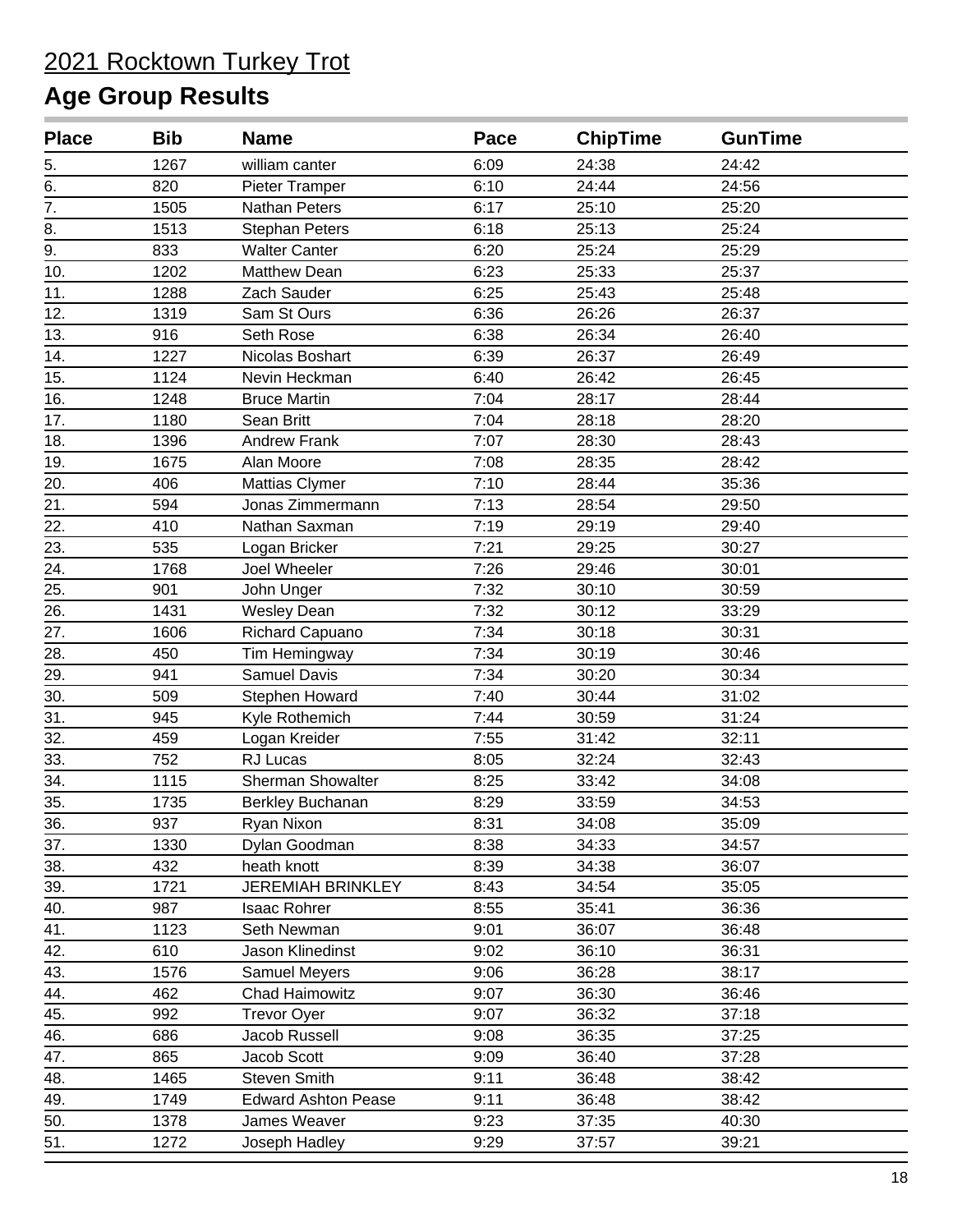# 2021 Rocktown Turkey Trot

## Age Group Results

| Place | Bib | Name | Pace | ChipTime | GunTime |
|---|---|---|---|---|---|
| 5. | 1267 | william canter | 6:09 | 24:38 | 24:42 |
| 6. | 820 | Pieter Tramper | 6:10 | 24:44 | 24:56 |
| 7. | 1505 | Nathan Peters | 6:17 | 25:10 | 25:20 |
| 8. | 1513 | Stephan Peters | 6:18 | 25:13 | 25:24 |
| 9. | 833 | Walter Canter | 6:20 | 25:24 | 25:29 |
| 10. | 1202 | Matthew Dean | 6:23 | 25:33 | 25:37 |
| 11. | 1288 | Zach Sauder | 6:25 | 25:43 | 25:48 |
| 12. | 1319 | Sam St Ours | 6:36 | 26:26 | 26:37 |
| 13. | 916 | Seth Rose | 6:38 | 26:34 | 26:40 |
| 14. | 1227 | Nicolas Boshart | 6:39 | 26:37 | 26:49 |
| 15. | 1124 | Nevin Heckman | 6:40 | 26:42 | 26:45 |
| 16. | 1248 | Bruce Martin | 7:04 | 28:17 | 28:44 |
| 17. | 1180 | Sean Britt | 7:04 | 28:18 | 28:20 |
| 18. | 1396 | Andrew Frank | 7:07 | 28:30 | 28:43 |
| 19. | 1675 | Alan Moore | 7:08 | 28:35 | 28:42 |
| 20. | 406 | Mattias Clymer | 7:10 | 28:44 | 35:36 |
| 21. | 594 | Jonas Zimmermann | 7:13 | 28:54 | 29:50 |
| 22. | 410 | Nathan Saxman | 7:19 | 29:19 | 29:40 |
| 23. | 535 | Logan Bricker | 7:21 | 29:25 | 30:27 |
| 24. | 1768 | Joel Wheeler | 7:26 | 29:46 | 30:01 |
| 25. | 901 | John Unger | 7:32 | 30:10 | 30:59 |
| 26. | 1431 | Wesley Dean | 7:32 | 30:12 | 33:29 |
| 27. | 1606 | Richard Capuano | 7:34 | 30:18 | 30:31 |
| 28. | 450 | Tim Hemingway | 7:34 | 30:19 | 30:46 |
| 29. | 941 | Samuel Davis | 7:34 | 30:20 | 30:34 |
| 30. | 509 | Stephen Howard | 7:40 | 30:44 | 31:02 |
| 31. | 945 | Kyle Rothemich | 7:44 | 30:59 | 31:24 |
| 32. | 459 | Logan Kreider | 7:55 | 31:42 | 32:11 |
| 33. | 752 | RJ Lucas | 8:05 | 32:24 | 32:43 |
| 34. | 1115 | Sherman Showalter | 8:25 | 33:42 | 34:08 |
| 35. | 1735 | Berkley Buchanan | 8:29 | 33:59 | 34:53 |
| 36. | 937 | Ryan Nixon | 8:31 | 34:08 | 35:09 |
| 37. | 1330 | Dylan Goodman | 8:38 | 34:33 | 34:57 |
| 38. | 432 | heath knott | 8:39 | 34:38 | 36:07 |
| 39. | 1721 | JEREMIAH BRINKLEY | 8:43 | 34:54 | 35:05 |
| 40. | 987 | Isaac Rohrer | 8:55 | 35:41 | 36:36 |
| 41. | 1123 | Seth Newman | 9:01 | 36:07 | 36:48 |
| 42. | 610 | Jason Klinedinst | 9:02 | 36:10 | 36:31 |
| 43. | 1576 | Samuel Meyers | 9:06 | 36:28 | 38:17 |
| 44. | 462 | Chad Haimowitz | 9:07 | 36:30 | 36:46 |
| 45. | 992 | Trevor Oyer | 9:07 | 36:32 | 37:18 |
| 46. | 686 | Jacob Russell | 9:08 | 36:35 | 37:25 |
| 47. | 865 | Jacob Scott | 9:09 | 36:40 | 37:28 |
| 48. | 1465 | Steven Smith | 9:11 | 36:48 | 38:42 |
| 49. | 1749 | Edward Ashton Pease | 9:11 | 36:48 | 38:42 |
| 50. | 1378 | James Weaver | 9:23 | 37:35 | 40:30 |
| 51. | 1272 | Joseph Hadley | 9:29 | 37:57 | 39:21 |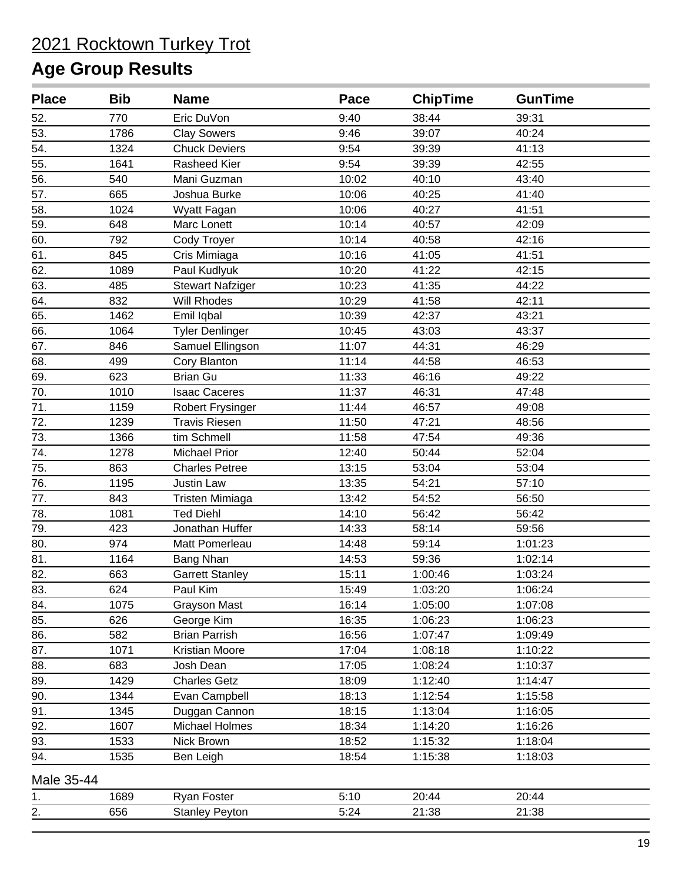# 2021 Rocktown Turkey Trot

## Age Group Results

| Place | Bib | Name | Pace | ChipTime | GunTime |
|---|---|---|---|---|---|
| 52. | 770 | Eric DuVon | 9:40 | 38:44 | 39:31 |
| 53. | 1786 | Clay Sowers | 9:46 | 39:07 | 40:24 |
| 54. | 1324 | Chuck Deviers | 9:54 | 39:39 | 41:13 |
| 55. | 1641 | Rasheed Kier | 9:54 | 39:39 | 42:55 |
| 56. | 540 | Mani Guzman | 10:02 | 40:10 | 43:40 |
| 57. | 665 | Joshua Burke | 10:06 | 40:25 | 41:40 |
| 58. | 1024 | Wyatt Fagan | 10:06 | 40:27 | 41:51 |
| 59. | 648 | Marc Lonett | 10:14 | 40:57 | 42:09 |
| 60. | 792 | Cody Troyer | 10:14 | 40:58 | 42:16 |
| 61. | 845 | Cris Mimiaga | 10:16 | 41:05 | 41:51 |
| 62. | 1089 | Paul Kudlyuk | 10:20 | 41:22 | 42:15 |
| 63. | 485 | Stewart Nafziger | 10:23 | 41:35 | 44:22 |
| 64. | 832 | Will Rhodes | 10:29 | 41:58 | 42:11 |
| 65. | 1462 | Emil Iqbal | 10:39 | 42:37 | 43:21 |
| 66. | 1064 | Tyler Denlinger | 10:45 | 43:03 | 43:37 |
| 67. | 846 | Samuel Ellingson | 11:07 | 44:31 | 46:29 |
| 68. | 499 | Cory Blanton | 11:14 | 44:58 | 46:53 |
| 69. | 623 | Brian Gu | 11:33 | 46:16 | 49:22 |
| 70. | 1010 | Isaac Caceres | 11:37 | 46:31 | 47:48 |
| 71. | 1159 | Robert Frysinger | 11:44 | 46:57 | 49:08 |
| 72. | 1239 | Travis Riesen | 11:50 | 47:21 | 48:56 |
| 73. | 1366 | tim Schmell | 11:58 | 47:54 | 49:36 |
| 74. | 1278 | Michael Prior | 12:40 | 50:44 | 52:04 |
| 75. | 863 | Charles Petree | 13:15 | 53:04 | 53:04 |
| 76. | 1195 | Justin Law | 13:35 | 54:21 | 57:10 |
| 77. | 843 | Tristen Mimiaga | 13:42 | 54:52 | 56:50 |
| 78. | 1081 | Ted Diehl | 14:10 | 56:42 | 56:42 |
| 79. | 423 | Jonathan Huffer | 14:33 | 58:14 | 59:56 |
| 80. | 974 | Matt Pomerleau | 14:48 | 59:14 | 1:01:23 |
| 81. | 1164 | Bang Nhan | 14:53 | 59:36 | 1:02:14 |
| 82. | 663 | Garrett Stanley | 15:11 | 1:00:46 | 1:03:24 |
| 83. | 624 | Paul Kim | 15:49 | 1:03:20 | 1:06:24 |
| 84. | 1075 | Grayson Mast | 16:14 | 1:05:00 | 1:07:08 |
| 85. | 626 | George Kim | 16:35 | 1:06:23 | 1:06:23 |
| 86. | 582 | Brian Parrish | 16:56 | 1:07:47 | 1:09:49 |
| 87. | 1071 | Kristian Moore | 17:04 | 1:08:18 | 1:10:22 |
| 88. | 683 | Josh Dean | 17:05 | 1:08:24 | 1:10:37 |
| 89. | 1429 | Charles Getz | 18:09 | 1:12:40 | 1:14:47 |
| 90. | 1344 | Evan Campbell | 18:13 | 1:12:54 | 1:15:58 |
| 91. | 1345 | Duggan Cannon | 18:15 | 1:13:04 | 1:16:05 |
| 92. | 1607 | Michael Holmes | 18:34 | 1:14:20 | 1:16:26 |
| 93. | 1533 | Nick Brown | 18:52 | 1:15:32 | 1:18:04 |
| 94. | 1535 | Ben Leigh | 18:54 | 1:15:38 | 1:18:03 |

Male 35-44

| Place | Bib | Name | Pace | ChipTime | GunTime |
|---|---|---|---|---|---|
| 1. | 1689 | Ryan Foster | 5:10 | 20:44 | 20:44 |
| 2. | 656 | Stanley Peyton | 5:24 | 21:38 | 21:38 |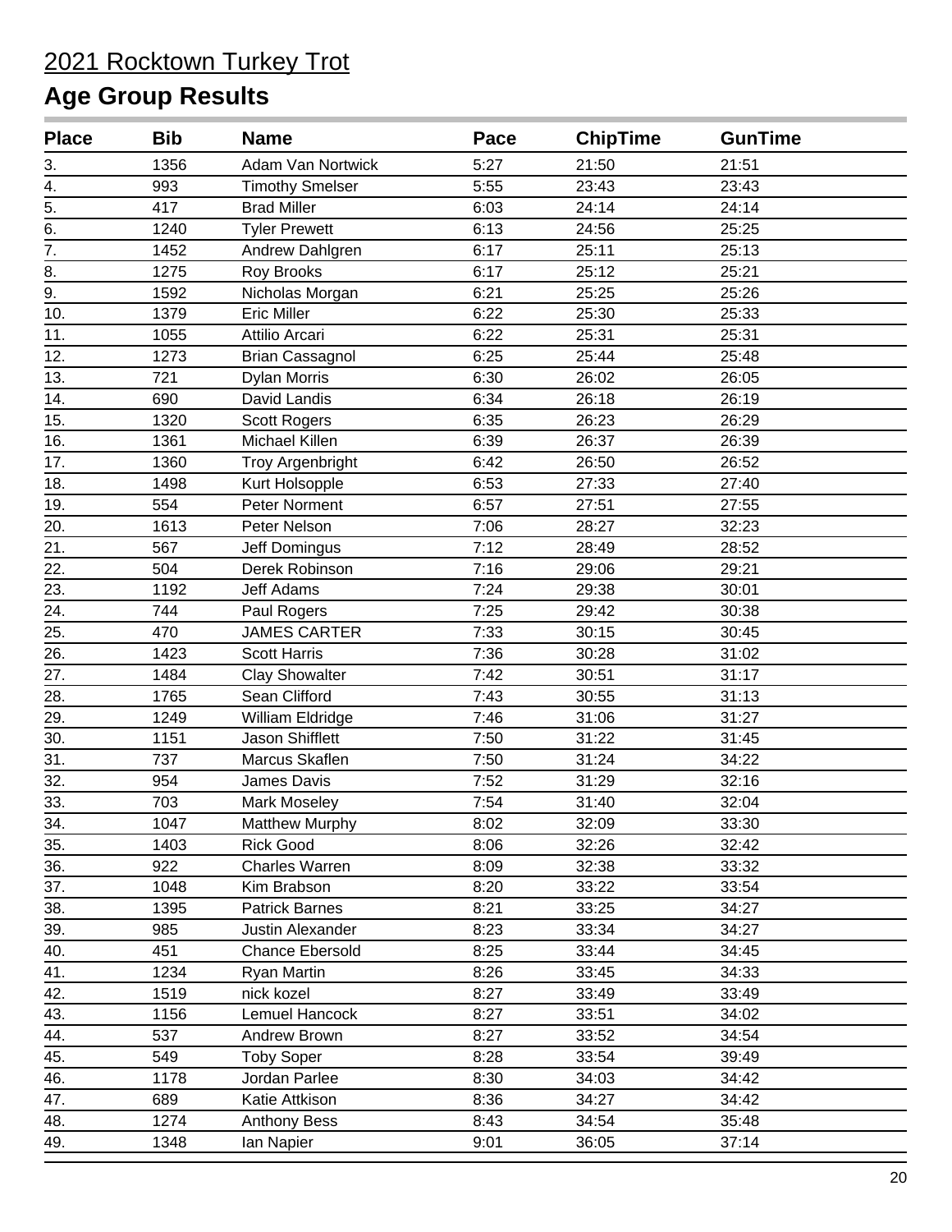# 2021 Rocktown Turkey Trot

## Age Group Results

| Place | Bib | Name | Pace | ChipTime | GunTime |
|---|---|---|---|---|---|
| 3. | 1356 | Adam Van Nortwick | 5:27 | 21:50 | 21:51 |
| 4. | 993 | Timothy Smelser | 5:55 | 23:43 | 23:43 |
| 5. | 417 | Brad Miller | 6:03 | 24:14 | 24:14 |
| 6. | 1240 | Tyler Prewett | 6:13 | 24:56 | 25:25 |
| 7. | 1452 | Andrew Dahlgren | 6:17 | 25:11 | 25:13 |
| 8. | 1275 | Roy Brooks | 6:17 | 25:12 | 25:21 |
| 9. | 1592 | Nicholas Morgan | 6:21 | 25:25 | 25:26 |
| 10. | 1379 | Eric Miller | 6:22 | 25:30 | 25:33 |
| 11. | 1055 | Attilio Arcari | 6:22 | 25:31 | 25:31 |
| 12. | 1273 | Brian Cassagnol | 6:25 | 25:44 | 25:48 |
| 13. | 721 | Dylan Morris | 6:30 | 26:02 | 26:05 |
| 14. | 690 | David Landis | 6:34 | 26:18 | 26:19 |
| 15. | 1320 | Scott Rogers | 6:35 | 26:23 | 26:29 |
| 16. | 1361 | Michael Killen | 6:39 | 26:37 | 26:39 |
| 17. | 1360 | Troy Argenbright | 6:42 | 26:50 | 26:52 |
| 18. | 1498 | Kurt Holsopple | 6:53 | 27:33 | 27:40 |
| 19. | 554 | Peter Norment | 6:57 | 27:51 | 27:55 |
| 20. | 1613 | Peter Nelson | 7:06 | 28:27 | 32:23 |
| 21. | 567 | Jeff Domingus | 7:12 | 28:49 | 28:52 |
| 22. | 504 | Derek Robinson | 7:16 | 29:06 | 29:21 |
| 23. | 1192 | Jeff Adams | 7:24 | 29:38 | 30:01 |
| 24. | 744 | Paul Rogers | 7:25 | 29:42 | 30:38 |
| 25. | 470 | JAMES CARTER | 7:33 | 30:15 | 30:45 |
| 26. | 1423 | Scott Harris | 7:36 | 30:28 | 31:02 |
| 27. | 1484 | Clay Showalter | 7:42 | 30:51 | 31:17 |
| 28. | 1765 | Sean Clifford | 7:43 | 30:55 | 31:13 |
| 29. | 1249 | William Eldridge | 7:46 | 31:06 | 31:27 |
| 30. | 1151 | Jason Shifflett | 7:50 | 31:22 | 31:45 |
| 31. | 737 | Marcus Skaflen | 7:50 | 31:24 | 34:22 |
| 32. | 954 | James Davis | 7:52 | 31:29 | 32:16 |
| 33. | 703 | Mark Moseley | 7:54 | 31:40 | 32:04 |
| 34. | 1047 | Matthew Murphy | 8:02 | 32:09 | 33:30 |
| 35. | 1403 | Rick Good | 8:06 | 32:26 | 32:42 |
| 36. | 922 | Charles Warren | 8:09 | 32:38 | 33:32 |
| 37. | 1048 | Kim Brabson | 8:20 | 33:22 | 33:54 |
| 38. | 1395 | Patrick Barnes | 8:21 | 33:25 | 34:27 |
| 39. | 985 | Justin Alexander | 8:23 | 33:34 | 34:27 |
| 40. | 451 | Chance Ebersold | 8:25 | 33:44 | 34:45 |
| 41. | 1234 | Ryan Martin | 8:26 | 33:45 | 34:33 |
| 42. | 1519 | nick kozel | 8:27 | 33:49 | 33:49 |
| 43. | 1156 | Lemuel Hancock | 8:27 | 33:51 | 34:02 |
| 44. | 537 | Andrew Brown | 8:27 | 33:52 | 34:54 |
| 45. | 549 | Toby Soper | 8:28 | 33:54 | 39:49 |
| 46. | 1178 | Jordan Parlee | 8:30 | 34:03 | 34:42 |
| 47. | 689 | Katie Attkison | 8:36 | 34:27 | 34:42 |
| 48. | 1274 | Anthony Bess | 8:43 | 34:54 | 35:48 |
| 49. | 1348 | Ian Napier | 9:01 | 36:05 | 37:14 |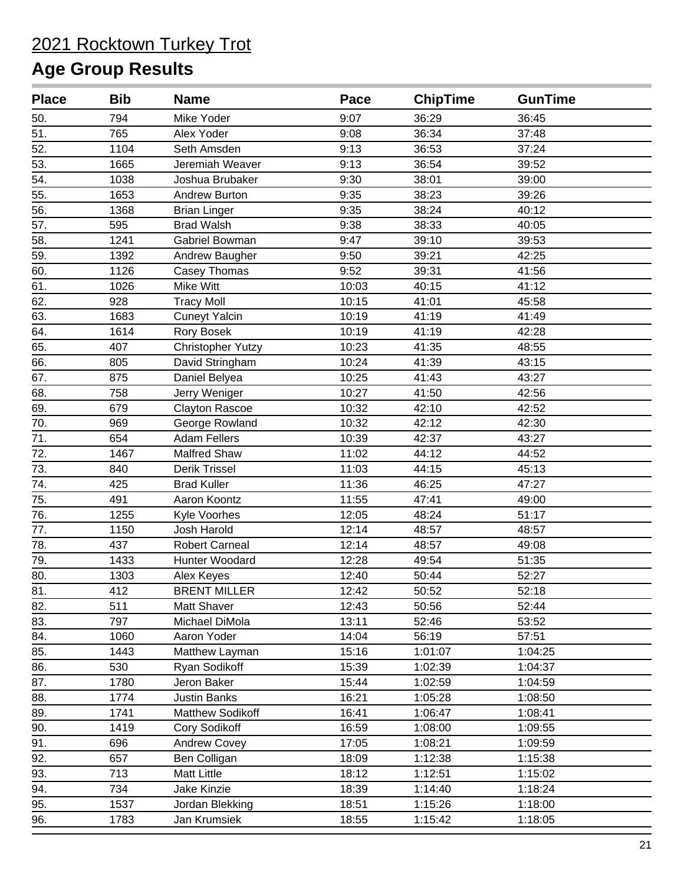# 2021 Rocktown Turkey Trot

## Age Group Results

| Place | Bib | Name | Pace | ChipTime | GunTime |
|---|---|---|---|---|---|
| 50. | 794 | Mike Yoder | 9:07 | 36:29 | 36:45 |
| 51. | 765 | Alex Yoder | 9:08 | 36:34 | 37:48 |
| 52. | 1104 | Seth Amsden | 9:13 | 36:53 | 37:24 |
| 53. | 1665 | Jeremiah Weaver | 9:13 | 36:54 | 39:52 |
| 54. | 1038 | Joshua Brubaker | 9:30 | 38:01 | 39:00 |
| 55. | 1653 | Andrew Burton | 9:35 | 38:23 | 39:26 |
| 56. | 1368 | Brian Linger | 9:35 | 38:24 | 40:12 |
| 57. | 595 | Brad Walsh | 9:38 | 38:33 | 40:05 |
| 58. | 1241 | Gabriel Bowman | 9:47 | 39:10 | 39:53 |
| 59. | 1392 | Andrew Baugher | 9:50 | 39:21 | 42:25 |
| 60. | 1126 | Casey Thomas | 9:52 | 39:31 | 41:56 |
| 61. | 1026 | Mike Witt | 10:03 | 40:15 | 41:12 |
| 62. | 928 | Tracy Moll | 10:15 | 41:01 | 45:58 |
| 63. | 1683 | Cuneyt Yalcin | 10:19 | 41:19 | 41:49 |
| 64. | 1614 | Rory Bosek | 10:19 | 41:19 | 42:28 |
| 65. | 407 | Christopher Yutzy | 10:23 | 41:35 | 48:55 |
| 66. | 805 | David Stringham | 10:24 | 41:39 | 43:15 |
| 67. | 875 | Daniel Belyea | 10:25 | 41:43 | 43:27 |
| 68. | 758 | Jerry Weniger | 10:27 | 41:50 | 42:56 |
| 69. | 679 | Clayton Rascoe | 10:32 | 42:10 | 42:52 |
| 70. | 969 | George Rowland | 10:32 | 42:12 | 42:30 |
| 71. | 654 | Adam Fellers | 10:39 | 42:37 | 43:27 |
| 72. | 1467 | Malfred Shaw | 11:02 | 44:12 | 44:52 |
| 73. | 840 | Derik Trissel | 11:03 | 44:15 | 45:13 |
| 74. | 425 | Brad Kuller | 11:36 | 46:25 | 47:27 |
| 75. | 491 | Aaron Koontz | 11:55 | 47:41 | 49:00 |
| 76. | 1255 | Kyle Voorhes | 12:05 | 48:24 | 51:17 |
| 77. | 1150 | Josh Harold | 12:14 | 48:57 | 48:57 |
| 78. | 437 | Robert Carneal | 12:14 | 48:57 | 49:08 |
| 79. | 1433 | Hunter Woodard | 12:28 | 49:54 | 51:35 |
| 80. | 1303 | Alex Keyes | 12:40 | 50:44 | 52:27 |
| 81. | 412 | BRENT MILLER | 12:42 | 50:52 | 52:18 |
| 82. | 511 | Matt Shaver | 12:43 | 50:56 | 52:44 |
| 83. | 797 | Michael DiMola | 13:11 | 52:46 | 53:52 |
| 84. | 1060 | Aaron Yoder | 14:04 | 56:19 | 57:51 |
| 85. | 1443 | Matthew Layman | 15:16 | 1:01:07 | 1:04:25 |
| 86. | 530 | Ryan Sodikoff | 15:39 | 1:02:39 | 1:04:37 |
| 87. | 1780 | Jeron Baker | 15:44 | 1:02:59 | 1:04:59 |
| 88. | 1774 | Justin Banks | 16:21 | 1:05:28 | 1:08:50 |
| 89. | 1741 | Matthew Sodikoff | 16:41 | 1:06:47 | 1:08:41 |
| 90. | 1419 | Cory Sodikoff | 16:59 | 1:08:00 | 1:09:55 |
| 91. | 696 | Andrew Covey | 17:05 | 1:08:21 | 1:09:59 |
| 92. | 657 | Ben Colligan | 18:09 | 1:12:38 | 1:15:38 |
| 93. | 713 | Matt Little | 18:12 | 1:12:51 | 1:15:02 |
| 94. | 734 | Jake Kinzie | 18:39 | 1:14:40 | 1:18:24 |
| 95. | 1537 | Jordan Blekking | 18:51 | 1:15:26 | 1:18:00 |
| 96. | 1783 | Jan Krumsiek | 18:55 | 1:15:42 | 1:18:05 |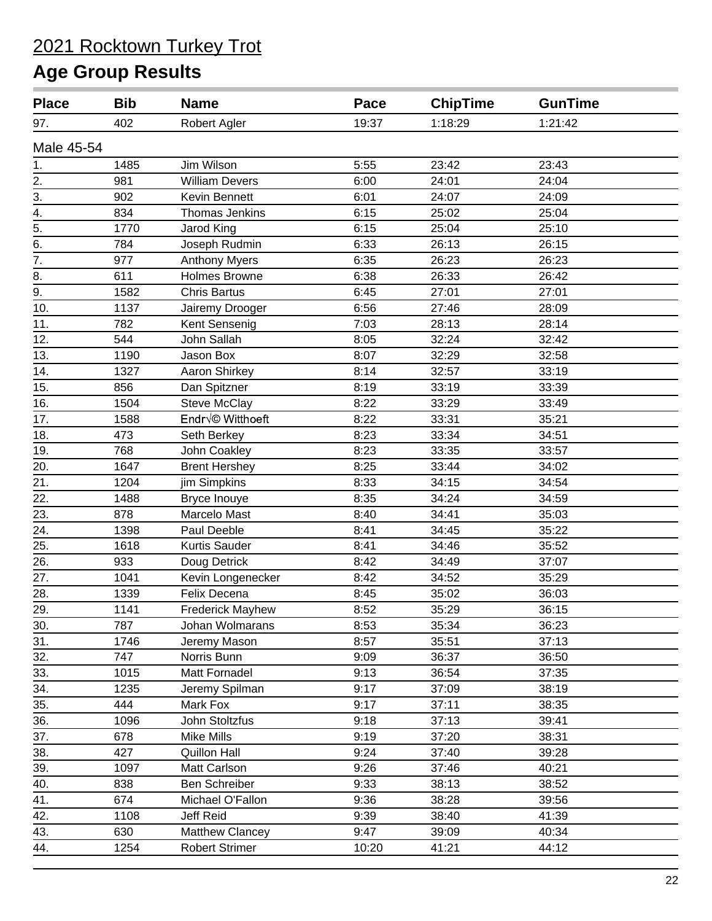# 2021 Rocktown Turkey Trot

## Age Group Results

| Place | Bib | Name | Pace | ChipTime | GunTime |
|---|---|---|---|---|---|
| 97. | 402 | Robert Agler | 19:37 | 1:18:29 | 1:21:42 |
| **Male 45-54** | | | | | |
| 1. | 1485 | Jim Wilson | 5:55 | 23:42 | 23:43 |
| 2. | 981 | William Devers | 6:00 | 24:01 | 24:04 |
| 3. | 902 | Kevin Bennett | 6:01 | 24:07 | 24:09 |
| 4. | 834 | Thomas Jenkins | 6:15 | 25:02 | 25:04 |
| 5. | 1770 | Jarod King | 6:15 | 25:04 | 25:10 |
| 6. | 784 | Joseph Rudmin | 6:33 | 26:13 | 26:15 |
| 7. | 977 | Anthony Myers | 6:35 | 26:23 | 26:23 |
| 8. | 611 | Holmes Browne | 6:38 | 26:33 | 26:42 |
| 9. | 1582 | Chris Bartus | 6:45 | 27:01 | 27:01 |
| 10. | 1137 | Jairemy Drooger | 6:56 | 27:46 | 28:09 |
| 11. | 782 | Kent Sensenig | 7:03 | 28:13 | 28:14 |
| 12. | 544 | John Sallah | 8:05 | 32:24 | 32:42 |
| 13. | 1190 | Jason Box | 8:07 | 32:29 | 32:58 |
| 14. | 1327 | Aaron Shirkey | 8:14 | 32:57 | 33:19 |
| 15. | 856 | Dan Spitzner | 8:19 | 33:19 | 33:39 |
| 16. | 1504 | Steve McClay | 8:22 | 33:29 | 33:49 |
| 17. | 1588 | Endr√© Witthoeft | 8:22 | 33:31 | 35:21 |
| 18. | 473 | Seth Berkey | 8:23 | 33:34 | 34:51 |
| 19. | 768 | John Coakley | 8:23 | 33:35 | 33:57 |
| 20. | 1647 | Brent Hershey | 8:25 | 33:44 | 34:02 |
| 21. | 1204 | jim Simpkins | 8:33 | 34:15 | 34:54 |
| 22. | 1488 | Bryce Inouye | 8:35 | 34:24 | 34:59 |
| 23. | 878 | Marcelo Mast | 8:40 | 34:41 | 35:03 |
| 24. | 1398 | Paul Deeble | 8:41 | 34:45 | 35:22 |
| 25. | 1618 | Kurtis Sauder | 8:41 | 34:46 | 35:52 |
| 26. | 933 | Doug Detrick | 8:42 | 34:49 | 37:07 |
| 27. | 1041 | Kevin Longenecker | 8:42 | 34:52 | 35:29 |
| 28. | 1339 | Felix Decena | 8:45 | 35:02 | 36:03 |
| 29. | 1141 | Frederick Mayhew | 8:52 | 35:29 | 36:15 |
| 30. | 787 | Johan Wolmarans | 8:53 | 35:34 | 36:23 |
| 31. | 1746 | Jeremy Mason | 8:57 | 35:51 | 37:13 |
| 32. | 747 | Norris Bunn | 9:09 | 36:37 | 36:50 |
| 33. | 1015 | Matt Fornadel | 9:13 | 36:54 | 37:35 |
| 34. | 1235 | Jeremy Spilman | 9:17 | 37:09 | 38:19 |
| 35. | 444 | Mark Fox | 9:17 | 37:11 | 38:35 |
| 36. | 1096 | John Stoltzfus | 9:18 | 37:13 | 39:41 |
| 37. | 678 | Mike Mills | 9:19 | 37:20 | 38:31 |
| 38. | 427 | Quillon Hall | 9:24 | 37:40 | 39:28 |
| 39. | 1097 | Matt Carlson | 9:26 | 37:46 | 40:21 |
| 40. | 838 | Ben Schreiber | 9:33 | 38:13 | 38:52 |
| 41. | 674 | Michael O'Fallon | 9:36 | 38:28 | 39:56 |
| 42. | 1108 | Jeff Reid | 9:39 | 38:40 | 41:39 |
| 43. | 630 | Matthew Clancey | 9:47 | 39:09 | 40:34 |
| 44. | 1254 | Robert Strimer | 10:20 | 41:21 | 44:12 |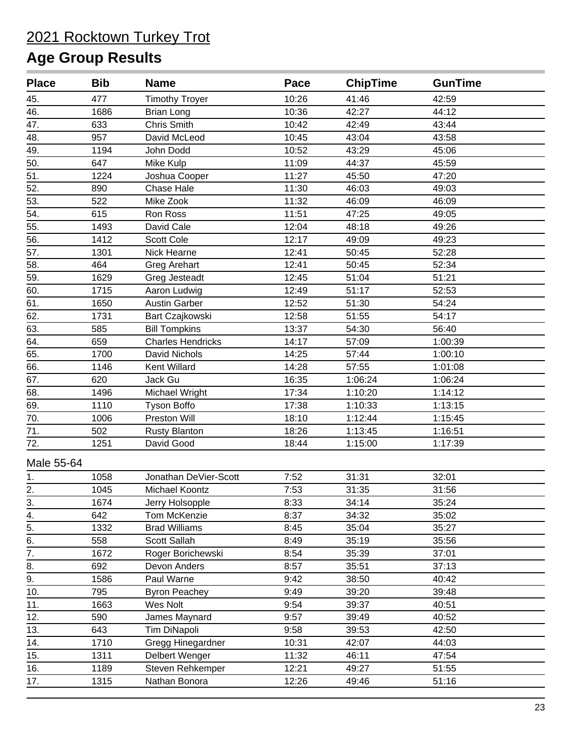# 2021 Rocktown Turkey Trot

## Age Group Results

| Place | Bib | Name | Pace | ChipTime | GunTime |
|---|---|---|---|---|---|
| 45. | 477 | Timothy Troyer | 10:26 | 41:46 | 42:59 |
| 46. | 1686 | Brian Long | 10:36 | 42:27 | 44:12 |
| 47. | 633 | Chris Smith | 10:42 | 42:49 | 43:44 |
| 48. | 957 | David McLeod | 10:45 | 43:04 | 43:58 |
| 49. | 1194 | John Dodd | 10:52 | 43:29 | 45:06 |
| 50. | 647 | Mike Kulp | 11:09 | 44:37 | 45:59 |
| 51. | 1224 | Joshua Cooper | 11:27 | 45:50 | 47:20 |
| 52. | 890 | Chase Hale | 11:30 | 46:03 | 49:03 |
| 53. | 522 | Mike Zook | 11:32 | 46:09 | 46:09 |
| 54. | 615 | Ron Ross | 11:51 | 47:25 | 49:05 |
| 55. | 1493 | David Cale | 12:04 | 48:18 | 49:26 |
| 56. | 1412 | Scott Cole | 12:17 | 49:09 | 49:23 |
| 57. | 1301 | Nick Hearne | 12:41 | 50:45 | 52:28 |
| 58. | 464 | Greg Arehart | 12:41 | 50:45 | 52:34 |
| 59. | 1629 | Greg Jesteadt | 12:45 | 51:04 | 51:21 |
| 60. | 1715 | Aaron Ludwig | 12:49 | 51:17 | 52:53 |
| 61. | 1650 | Austin Garber | 12:52 | 51:30 | 54:24 |
| 62. | 1731 | Bart Czajkowski | 12:58 | 51:55 | 54:17 |
| 63. | 585 | Bill Tompkins | 13:37 | 54:30 | 56:40 |
| 64. | 659 | Charles Hendricks | 14:17 | 57:09 | 1:00:39 |
| 65. | 1700 | David Nichols | 14:25 | 57:44 | 1:00:10 |
| 66. | 1146 | Kent Willard | 14:28 | 57:55 | 1:01:08 |
| 67. | 620 | Jack Gu | 16:35 | 1:06:24 | 1:06:24 |
| 68. | 1496 | Michael Wright | 17:34 | 1:10:20 | 1:14:12 |
| 69. | 1110 | Tyson Boffo | 17:38 | 1:10:33 | 1:13:15 |
| 70. | 1006 | Preston Will | 18:10 | 1:12:44 | 1:15:45 |
| 71. | 502 | Rusty Blanton | 18:26 | 1:13:45 | 1:16:51 |
| 72. | 1251 | David Good | 18:44 | 1:15:00 | 1:17:39 |

Male 55-64

| Place | Bib | Name | Pace | ChipTime | GunTime |
|---|---|---|---|---|---|
| 1. | 1058 | Jonathan DeVier-Scott | 7:52 | 31:31 | 32:01 |
| 2. | 1045 | Michael Koontz | 7:53 | 31:35 | 31:56 |
| 3. | 1674 | Jerry Holsopple | 8:33 | 34:14 | 35:24 |
| 4. | 642 | Tom McKenzie | 8:37 | 34:32 | 35:02 |
| 5. | 1332 | Brad Williams | 8:45 | 35:04 | 35:27 |
| 6. | 558 | Scott Sallah | 8:49 | 35:19 | 35:56 |
| 7. | 1672 | Roger Borichewski | 8:54 | 35:39 | 37:01 |
| 8. | 692 | Devon Anders | 8:57 | 35:51 | 37:13 |
| 9. | 1586 | Paul Warne | 9:42 | 38:50 | 40:42 |
| 10. | 795 | Byron Peachey | 9:49 | 39:20 | 39:48 |
| 11. | 1663 | Wes Nolt | 9:54 | 39:37 | 40:51 |
| 12. | 590 | James Maynard | 9:57 | 39:49 | 40:52 |
| 13. | 643 | Tim DiNapoli | 9:58 | 39:53 | 42:50 |
| 14. | 1710 | Gregg Hinegardner | 10:31 | 42:07 | 44:03 |
| 15. | 1311 | Delbert Wenger | 11:32 | 46:11 | 47:54 |
| 16. | 1189 | Steven Rehkemper | 12:21 | 49:27 | 51:55 |
| 17. | 1315 | Nathan Bonora | 12:26 | 49:46 | 51:16 |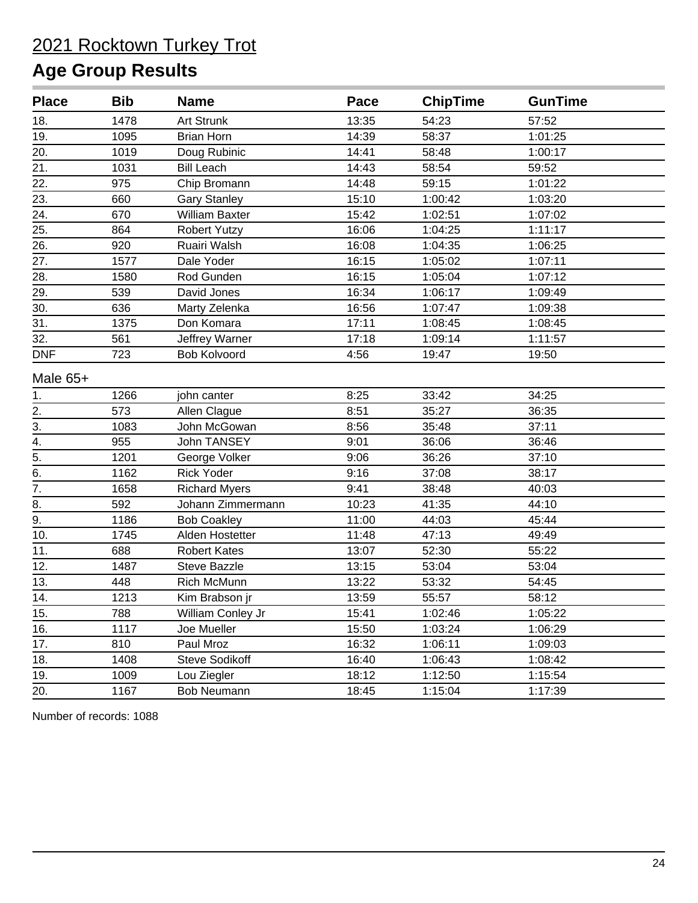# 2021 Rocktown Turkey Trot

## Age Group Results

| Place | Bib | Name | Pace | ChipTime | GunTime |
|---|---|---|---|---|---|
| 18. | 1478 | Art Strunk | 13:35 | 54:23 | 57:52 |
| 19. | 1095 | Brian Horn | 14:39 | 58:37 | 1:01:25 |
| 20. | 1019 | Doug Rubinic | 14:41 | 58:48 | 1:00:17 |
| 21. | 1031 | Bill Leach | 14:43 | 58:54 | 59:52 |
| 22. | 975 | Chip Bromann | 14:48 | 59:15 | 1:01:22 |
| 23. | 660 | Gary Stanley | 15:10 | 1:00:42 | 1:03:20 |
| 24. | 670 | William Baxter | 15:42 | 1:02:51 | 1:07:02 |
| 25. | 864 | Robert Yutzy | 16:06 | 1:04:25 | 1:11:17 |
| 26. | 920 | Ruairi Walsh | 16:08 | 1:04:35 | 1:06:25 |
| 27. | 1577 | Dale Yoder | 16:15 | 1:05:02 | 1:07:11 |
| 28. | 1580 | Rod Gunden | 16:15 | 1:05:04 | 1:07:12 |
| 29. | 539 | David Jones | 16:34 | 1:06:17 | 1:09:49 |
| 30. | 636 | Marty Zelenka | 16:56 | 1:07:47 | 1:09:38 |
| 31. | 1375 | Don Komara | 17:11 | 1:08:45 | 1:08:45 |
| 32. | 561 | Jeffrey Warner | 17:18 | 1:09:14 | 1:11:57 |
| DNF | 723 | Bob Kolvoord | 4:56 | 19:47 | 19:50 |
| **Male 65+** | | | | | |
| 1. | 1266 | john canter | 8:25 | 33:42 | 34:25 |
| 2. | 573 | Allen Clague | 8:51 | 35:27 | 36:35 |
| 3. | 1083 | John McGowan | 8:56 | 35:48 | 37:11 |
| 4. | 955 | John TANSEY | 9:01 | 36:06 | 36:46 |
| 5. | 1201 | George Volker | 9:06 | 36:26 | 37:10 |
| 6. | 1162 | Rick Yoder | 9:16 | 37:08 | 38:17 |
| 7. | 1658 | Richard Myers | 9:41 | 38:48 | 40:03 |
| 8. | 592 | Johann Zimmermann | 10:23 | 41:35 | 44:10 |
| 9. | 1186 | Bob Coakley | 11:00 | 44:03 | 45:44 |
| 10. | 1745 | Alden Hostetter | 11:48 | 47:13 | 49:49 |
| 11. | 688 | Robert Kates | 13:07 | 52:30 | 55:22 |
| 12. | 1487 | Steve Bazzle | 13:15 | 53:04 | 53:04 |
| 13. | 448 | Rich McMunn | 13:22 | 53:32 | 54:45 |
| 14. | 1213 | Kim Brabson jr | 13:59 | 55:57 | 58:12 |
| 15. | 788 | William Conley Jr | 15:41 | 1:02:46 | 1:05:22 |
| 16. | 1117 | Joe Mueller | 15:50 | 1:03:24 | 1:06:29 |
| 17. | 810 | Paul Mroz | 16:32 | 1:06:11 | 1:09:03 |
| 18. | 1408 | Steve Sodikoff | 16:40 | 1:06:43 | 1:08:42 |
| 19. | 1009 | Lou Ziegler | 18:12 | 1:12:50 | 1:15:54 |
| 20. | 1167 | Bob Neumann | 18:45 | 1:15:04 | 1:17:39 |

Number of records: 1088